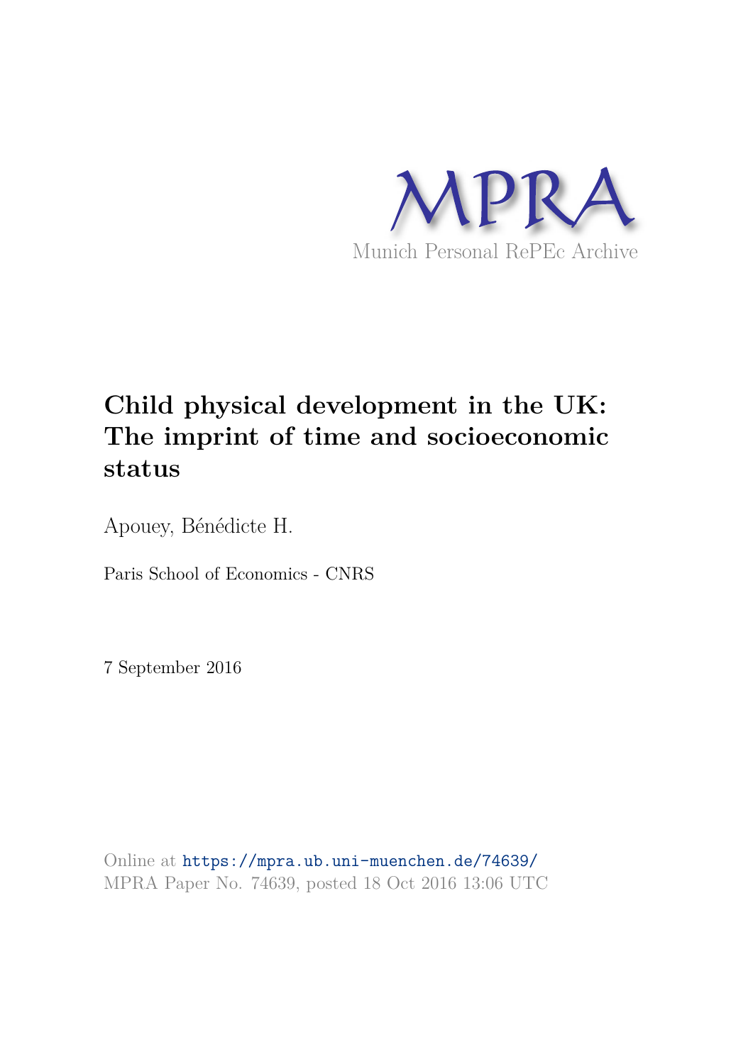MPRA

Munich Personal RePEc Archive

# Child physical development in the UK: The imprint of time and socioeconomic status

Apouey, Bénédicte H.

Paris School of Economics - CNRS

7 September 2016

Online at https://mpra.ub.uni-muenchen.de/74639/
MPRA Paper No. 74639, posted 18 Oct 2016 13:06 UTC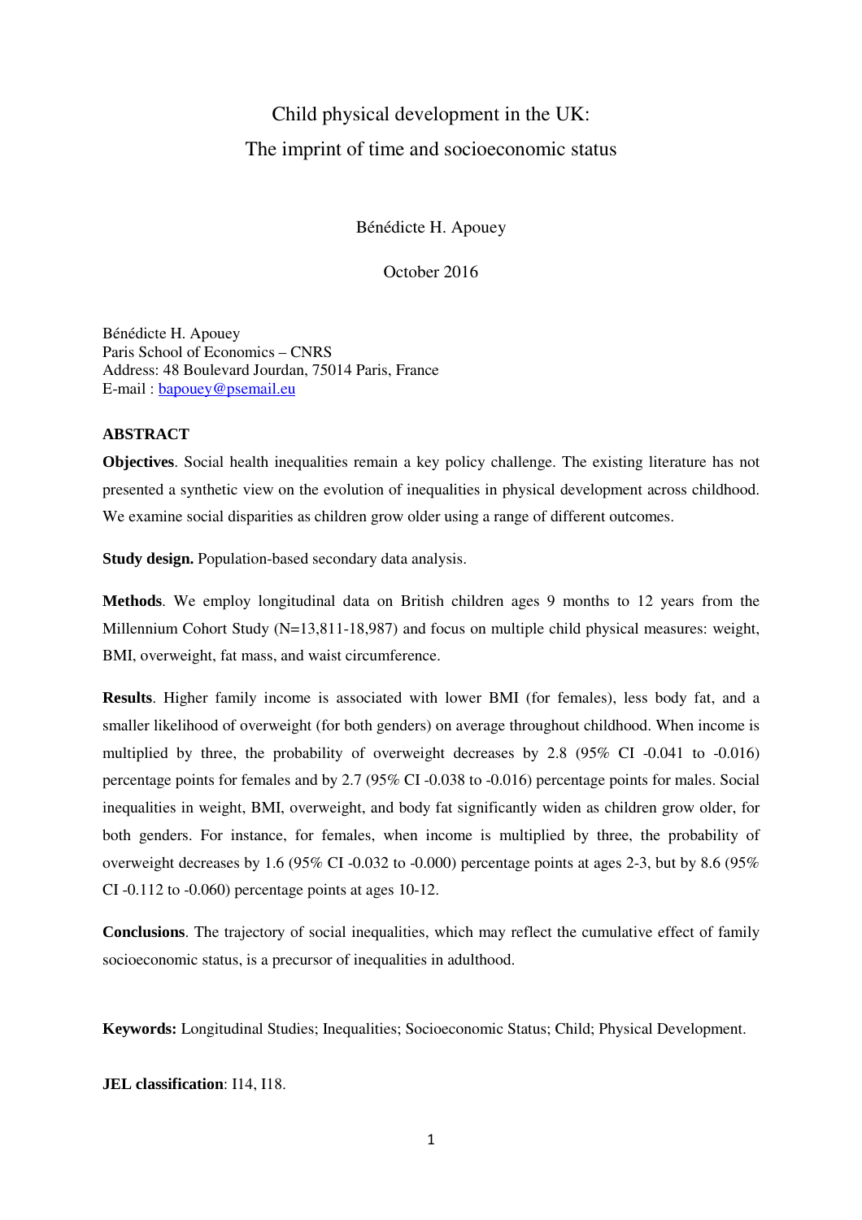# Child physical development in the UK:
# The imprint of time and socioeconomic status

Bénédicte H. Apouey

October 2016

Bénédicte H. Apouey
Paris School of Economics – CNRS
Address: 48 Boulevard Jourdan, 75014 Paris, France
E-mail : bapouey@psemail.eu

**ABSTRACT**

**Objectives**. Social health inequalities remain a key policy challenge. The existing literature has not presented a synthetic view on the evolution of inequalities in physical development across childhood. We examine social disparities as children grow older using a range of different outcomes.

**Study design.** Population-based secondary data analysis.

**Methods**. We employ longitudinal data on British children ages 9 months to 12 years from the Millennium Cohort Study (N=13,811-18,987) and focus on multiple child physical measures: weight, BMI, overweight, fat mass, and waist circumference.

**Results**. Higher family income is associated with lower BMI (for females), less body fat, and a smaller likelihood of overweight (for both genders) on average throughout childhood. When income is multiplied by three, the probability of overweight decreases by 2.8 (95% CI -0.041 to -0.016) percentage points for females and by 2.7 (95% CI -0.038 to -0.016) percentage points for males. Social inequalities in weight, BMI, overweight, and body fat significantly widen as children grow older, for both genders. For instance, for females, when income is multiplied by three, the probability of overweight decreases by 1.6 (95% CI -0.032 to -0.000) percentage points at ages 2-3, but by 8.6 (95% CI -0.112 to -0.060) percentage points at ages 10-12.

**Conclusions**. The trajectory of social inequalities, which may reflect the cumulative effect of family socioeconomic status, is a precursor of inequalities in adulthood.

**Keywords:** Longitudinal Studies; Inequalities; Socioeconomic Status; Child; Physical Development.

**JEL classification**: I14, I18.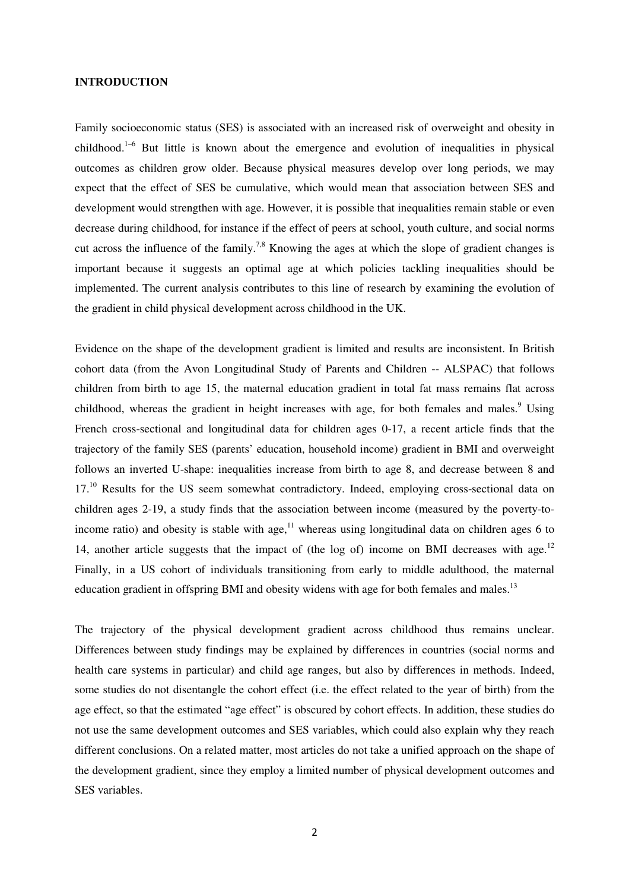## INTRODUCTION

Family socioeconomic status (SES) is associated with an increased risk of overweight and obesity in childhood.[1–6] But little is known about the emergence and evolution of inequalities in physical outcomes as children grow older. Because physical measures develop over long periods, we may expect that the effect of SES be cumulative, which would mean that association between SES and development would strengthen with age. However, it is possible that inequalities remain stable or even decrease during childhood, for instance if the effect of peers at school, youth culture, and social norms cut across the influence of the family.[7,8] Knowing the ages at which the slope of gradient changes is important because it suggests an optimal age at which policies tackling inequalities should be implemented. The current analysis contributes to this line of research by examining the evolution of the gradient in child physical development across childhood in the UK.

Evidence on the shape of the development gradient is limited and results are inconsistent. In British cohort data (from the Avon Longitudinal Study of Parents and Children -- ALSPAC) that follows children from birth to age 15, the maternal education gradient in total fat mass remains flat across childhood, whereas the gradient in height increases with age, for both females and males.[9] Using French cross-sectional and longitudinal data for children ages 0-17, a recent article finds that the trajectory of the family SES (parents' education, household income) gradient in BMI and overweight follows an inverted U-shape: inequalities increase from birth to age 8, and decrease between 8 and 17.[10] Results for the US seem somewhat contradictory. Indeed, employing cross-sectional data on children ages 2-19, a study finds that the association between income (measured by the poverty-to-income ratio) and obesity is stable with age,[11] whereas using longitudinal data on children ages 6 to 14, another article suggests that the impact of (the log of) income on BMI decreases with age.[12] Finally, in a US cohort of individuals transitioning from early to middle adulthood, the maternal education gradient in offspring BMI and obesity widens with age for both females and males.[13]

The trajectory of the physical development gradient across childhood thus remains unclear. Differences between study findings may be explained by differences in countries (social norms and health care systems in particular) and child age ranges, but also by differences in methods. Indeed, some studies do not disentangle the cohort effect (i.e. the effect related to the year of birth) from the age effect, so that the estimated "age effect" is obscured by cohort effects. In addition, these studies do not use the same development outcomes and SES variables, which could also explain why they reach different conclusions. On a related matter, most articles do not take a unified approach on the shape of the development gradient, since they employ a limited number of physical development outcomes and SES variables.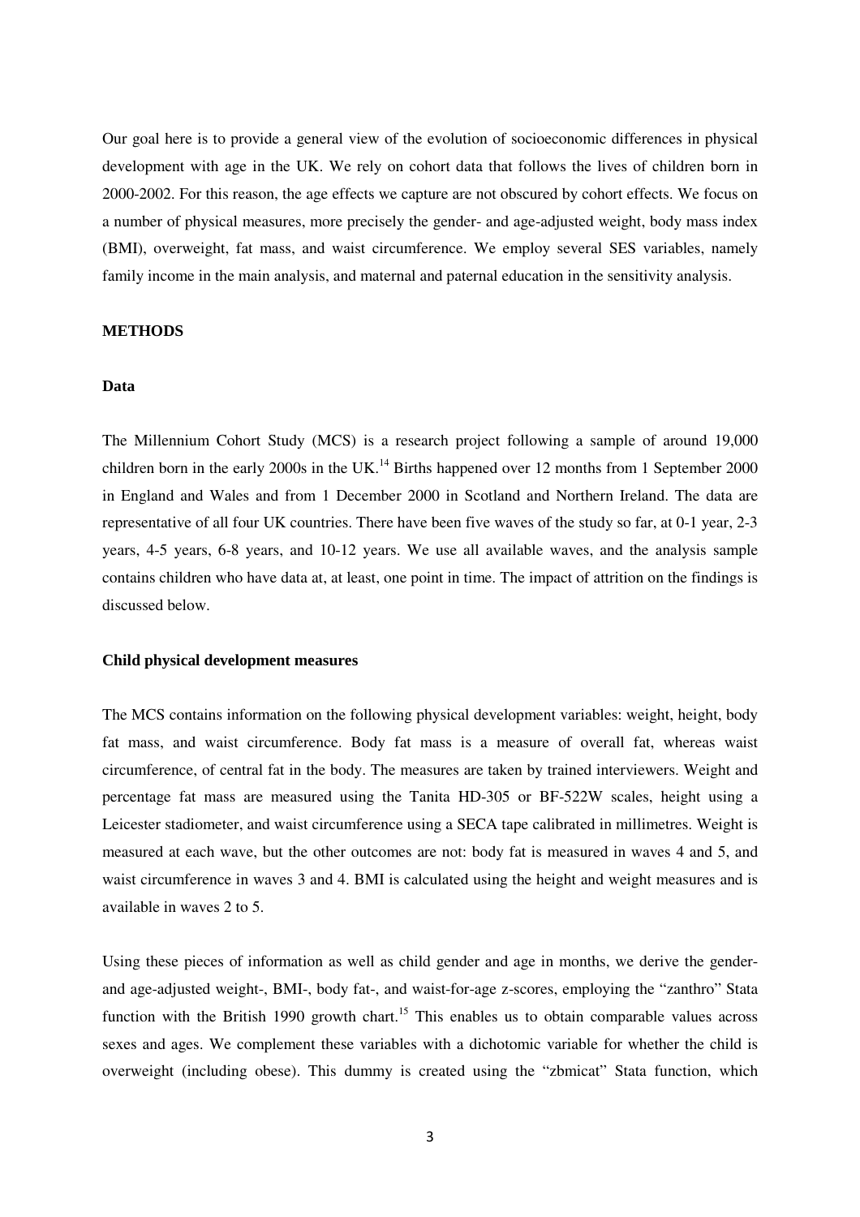Our goal here is to provide a general view of the evolution of socioeconomic differences in physical development with age in the UK. We rely on cohort data that follows the lives of children born in 2000-2002. For this reason, the age effects we capture are not obscured by cohort effects. We focus on a number of physical measures, more precisely the gender- and age-adjusted weight, body mass index (BMI), overweight, fat mass, and waist circumference. We employ several SES variables, namely family income in the main analysis, and maternal and paternal education in the sensitivity analysis.

## METHODS

### Data

The Millennium Cohort Study (MCS) is a research project following a sample of around 19,000 children born in the early 2000s in the UK.[14] Births happened over 12 months from 1 September 2000 in England and Wales and from 1 December 2000 in Scotland and Northern Ireland. The data are representative of all four UK countries. There have been five waves of the study so far, at 0-1 year, 2-3 years, 4-5 years, 6-8 years, and 10-12 years. We use all available waves, and the analysis sample contains children who have data at, at least, one point in time. The impact of attrition on the findings is discussed below.

### Child physical development measures

The MCS contains information on the following physical development variables: weight, height, body fat mass, and waist circumference. Body fat mass is a measure of overall fat, whereas waist circumference, of central fat in the body. The measures are taken by trained interviewers. Weight and percentage fat mass are measured using the Tanita HD-305 or BF-522W scales, height using a Leicester stadiometer, and waist circumference using a SECA tape calibrated in millimetres. Weight is measured at each wave, but the other outcomes are not: body fat is measured in waves 4 and 5, and waist circumference in waves 3 and 4. BMI is calculated using the height and weight measures and is available in waves 2 to 5.

Using these pieces of information as well as child gender and age in months, we derive the gender- and age-adjusted weight-, BMI-, body fat-, and waist-for-age z-scores, employing the "zanthro" Stata function with the British 1990 growth chart.[15] This enables us to obtain comparable values across sexes and ages. We complement these variables with a dichotomic variable for whether the child is overweight (including obese). This dummy is created using the "zbmicat" Stata function, which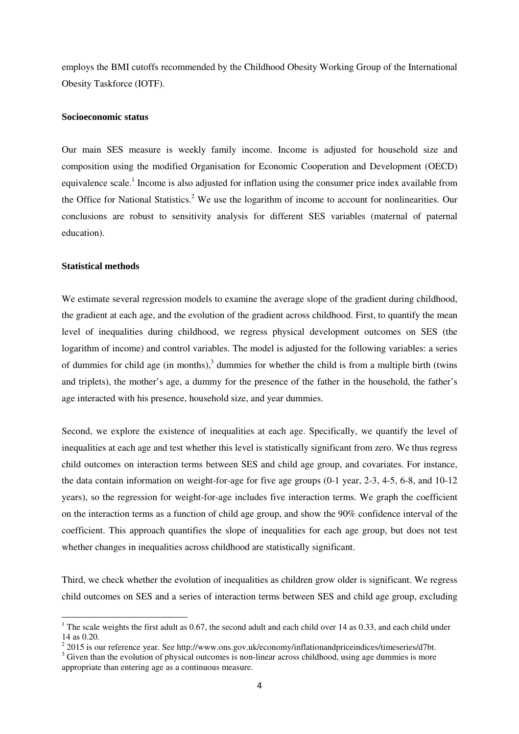employs the BMI cutoffs recommended by the Childhood Obesity Working Group of the International Obesity Taskforce (IOTF).

**Socioeconomic status**

Our main SES measure is weekly family income. Income is adjusted for household size and composition using the modified Organisation for Economic Cooperation and Development (OECD) equivalence scale.[1] Income is also adjusted for inflation using the consumer price index available from the Office for National Statistics.[2] We use the logarithm of income to account for nonlinearities. Our conclusions are robust to sensitivity analysis for different SES variables (maternal of paternal education).

**Statistical methods**

We estimate several regression models to examine the average slope of the gradient during childhood, the gradient at each age, and the evolution of the gradient across childhood. First, to quantify the mean level of inequalities during childhood, we regress physical development outcomes on SES (the logarithm of income) and control variables. The model is adjusted for the following variables: a series of dummies for child age (in months),[3] dummies for whether the child is from a multiple birth (twins and triplets), the mother's age, a dummy for the presence of the father in the household, the father's age interacted with his presence, household size, and year dummies.

Second, we explore the existence of inequalities at each age. Specifically, we quantify the level of inequalities at each age and test whether this level is statistically significant from zero. We thus regress child outcomes on interaction terms between SES and child age group, and covariates. For instance, the data contain information on weight-for-age for five age groups (0-1 year, 2-3, 4-5, 6-8, and 10-12 years), so the regression for weight-for-age includes five interaction terms. We graph the coefficient on the interaction terms as a function of child age group, and show the 90% confidence interval of the coefficient. This approach quantifies the slope of inequalities for each age group, but does not test whether changes in inequalities across childhood are statistically significant.

Third, we check whether the evolution of inequalities as children grow older is significant. We regress child outcomes on SES and a series of interaction terms between SES and child age group, excluding

[1] The scale weights the first adult as 0.67, the second adult and each child over 14 as 0.33, and each child under 14 as 0.20.

[2] 2015 is our reference year. See http://www.ons.gov.uk/economy/inflationandpriceindices/timeseries/d7bt.

[3] Given than the evolution of physical outcomes is non-linear across childhood, using age dummies is more appropriate than entering age as a continuous measure.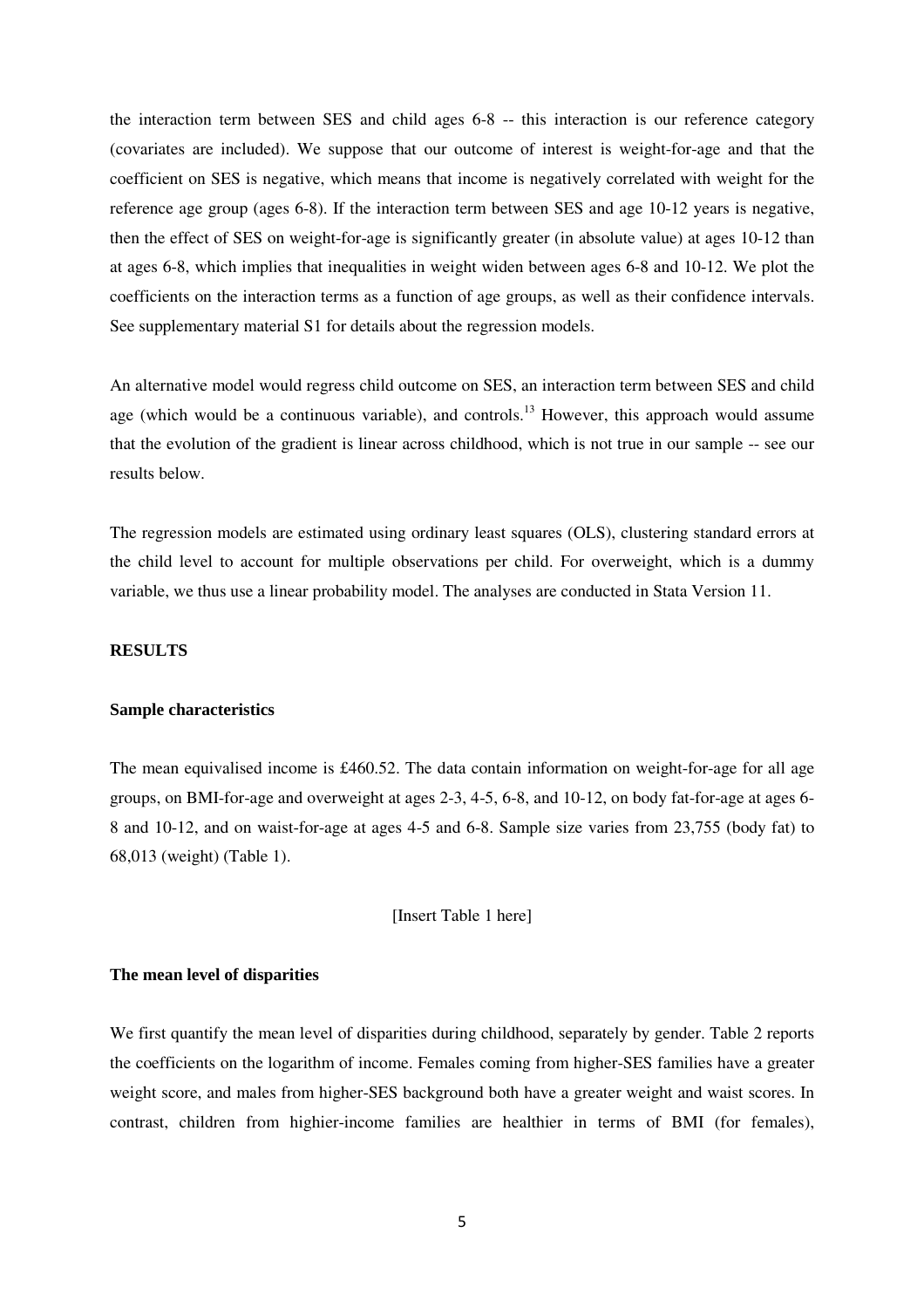the interaction term between SES and child ages 6-8 -- this interaction is our reference category (covariates are included). We suppose that our outcome of interest is weight-for-age and that the coefficient on SES is negative, which means that income is negatively correlated with weight for the reference age group (ages 6-8). If the interaction term between SES and age 10-12 years is negative, then the effect of SES on weight-for-age is significantly greater (in absolute value) at ages 10-12 than at ages 6-8, which implies that inequalities in weight widen between ages 6-8 and 10-12. We plot the coefficients on the interaction terms as a function of age groups, as well as their confidence intervals. See supplementary material S1 for details about the regression models.

An alternative model would regress child outcome on SES, an interaction term between SES and child age (which would be a continuous variable), and controls.[13] However, this approach would assume that the evolution of the gradient is linear across childhood, which is not true in our sample -- see our results below.

The regression models are estimated using ordinary least squares (OLS), clustering standard errors at the child level to account for multiple observations per child. For overweight, which is a dummy variable, we thus use a linear probability model. The analyses are conducted in Stata Version 11.

## RESULTS

### Sample characteristics

The mean equivalised income is £460.52. The data contain information on weight-for-age for all age groups, on BMI-for-age and overweight at ages 2-3, 4-5, 6-8, and 10-12, on body fat-for-age at ages 6-8 and 10-12, and on waist-for-age at ages 4-5 and 6-8. Sample size varies from 23,755 (body fat) to 68,013 (weight) (Table 1).

[Insert Table 1 here]

### The mean level of disparities

We first quantify the mean level of disparities during childhood, separately by gender. Table 2 reports the coefficients on the logarithm of income. Females coming from higher-SES families have a greater weight score, and males from higher-SES background both have a greater weight and waist scores. In contrast, children from highier-income families are healthier in terms of BMI (for females),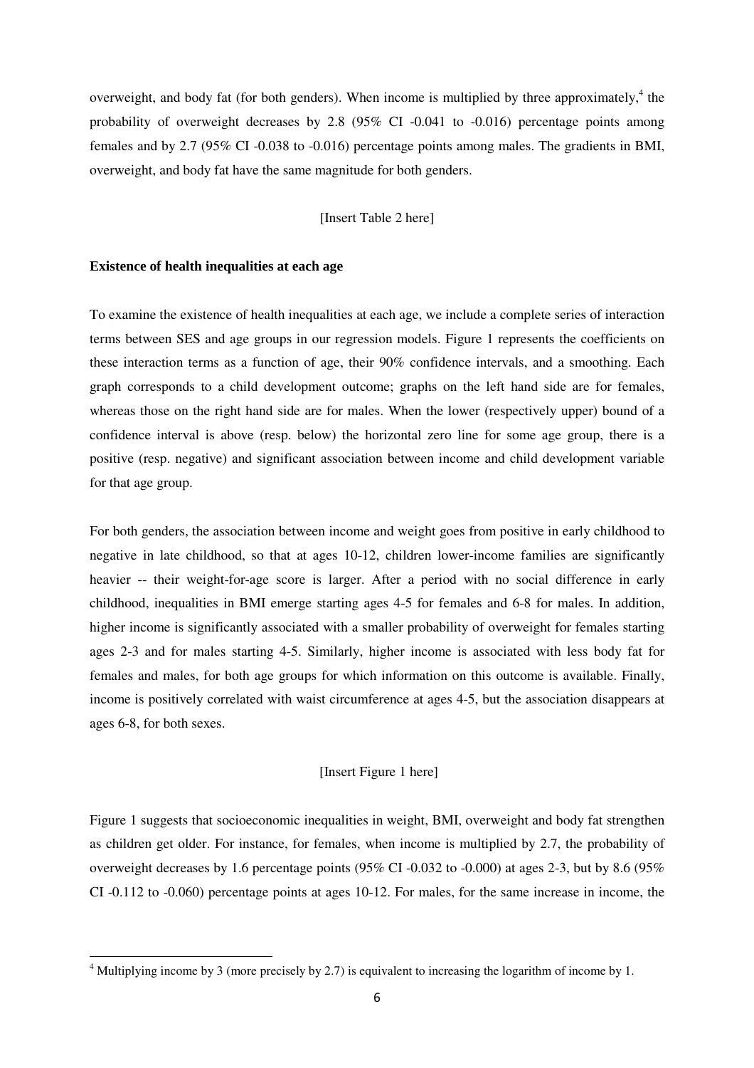overweight, and body fat (for both genders). When income is multiplied by three approximately,[4] the probability of overweight decreases by 2.8 (95% CI -0.041 to -0.016) percentage points among females and by 2.7 (95% CI -0.038 to -0.016) percentage points among males. The gradients in BMI, overweight, and body fat have the same magnitude for both genders.

[Insert Table 2 here]

**Existence of health inequalities at each age**

To examine the existence of health inequalities at each age, we include a complete series of interaction terms between SES and age groups in our regression models. Figure 1 represents the coefficients on these interaction terms as a function of age, their 90% confidence intervals, and a smoothing. Each graph corresponds to a child development outcome; graphs on the left hand side are for females, whereas those on the right hand side are for males. When the lower (respectively upper) bound of a confidence interval is above (resp. below) the horizontal zero line for some age group, there is a positive (resp. negative) and significant association between income and child development variable for that age group.

For both genders, the association between income and weight goes from positive in early childhood to negative in late childhood, so that at ages 10-12, children lower-income families are significantly heavier -- their weight-for-age score is larger. After a period with no social difference in early childhood, inequalities in BMI emerge starting ages 4-5 for females and 6-8 for males. In addition, higher income is significantly associated with a smaller probability of overweight for females starting ages 2-3 and for males starting 4-5. Similarly, higher income is associated with less body fat for females and males, for both age groups for which information on this outcome is available. Finally, income is positively correlated with waist circumference at ages 4-5, but the association disappears at ages 6-8, for both sexes.

[Insert Figure 1 here]

Figure 1 suggests that socioeconomic inequalities in weight, BMI, overweight and body fat strengthen as children get older. For instance, for females, when income is multiplied by 2.7, the probability of overweight decreases by 1.6 percentage points (95% CI -0.032 to -0.000) at ages 2-3, but by 8.6 (95% CI -0.112 to -0.060) percentage points at ages 10-12. For males, for the same increase in income, the

[4] Multiplying income by 3 (more precisely by 2.7) is equivalent to increasing the logarithm of income by 1.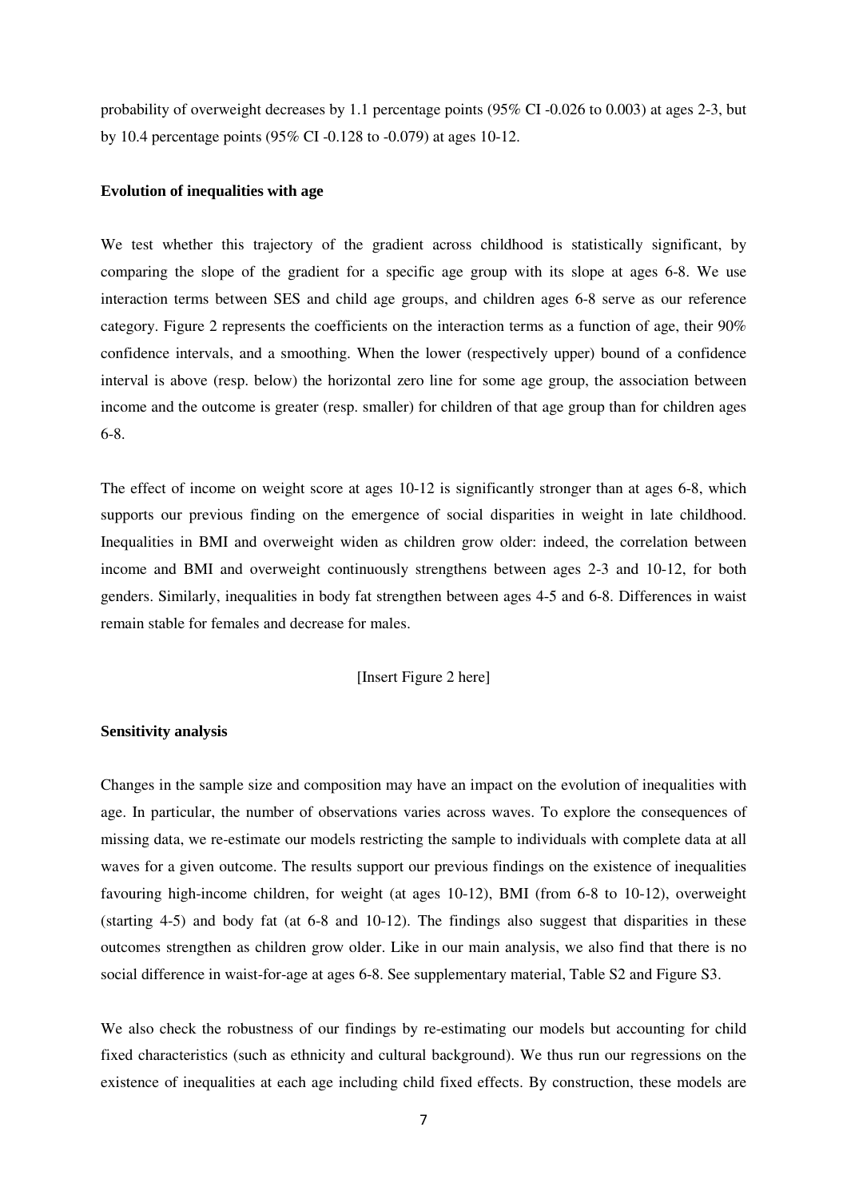probability of overweight decreases by 1.1 percentage points (95% CI -0.026 to 0.003) at ages 2-3, but by 10.4 percentage points (95% CI -0.128 to -0.079) at ages 10-12.

**Evolution of inequalities with age**

We test whether this trajectory of the gradient across childhood is statistically significant, by comparing the slope of the gradient for a specific age group with its slope at ages 6-8. We use interaction terms between SES and child age groups, and children ages 6-8 serve as our reference category. Figure 2 represents the coefficients on the interaction terms as a function of age, their 90% confidence intervals, and a smoothing. When the lower (respectively upper) bound of a confidence interval is above (resp. below) the horizontal zero line for some age group, the association between income and the outcome is greater (resp. smaller) for children of that age group than for children ages 6-8.

The effect of income on weight score at ages 10-12 is significantly stronger than at ages 6-8, which supports our previous finding on the emergence of social disparities in weight in late childhood. Inequalities in BMI and overweight widen as children grow older: indeed, the correlation between income and BMI and overweight continuously strengthens between ages 2-3 and 10-12, for both genders. Similarly, inequalities in body fat strengthen between ages 4-5 and 6-8. Differences in waist remain stable for females and decrease for males.

[Insert Figure 2 here]

**Sensitivity analysis**

Changes in the sample size and composition may have an impact on the evolution of inequalities with age. In particular, the number of observations varies across waves. To explore the consequences of missing data, we re-estimate our models restricting the sample to individuals with complete data at all waves for a given outcome. The results support our previous findings on the existence of inequalities favouring high-income children, for weight (at ages 10-12), BMI (from 6-8 to 10-12), overweight (starting 4-5) and body fat (at 6-8 and 10-12). The findings also suggest that disparities in these outcomes strengthen as children grow older. Like in our main analysis, we also find that there is no social difference in waist-for-age at ages 6-8. See supplementary material, Table S2 and Figure S3.

We also check the robustness of our findings by re-estimating our models but accounting for child fixed characteristics (such as ethnicity and cultural background). We thus run our regressions on the existence of inequalities at each age including child fixed effects. By construction, these models are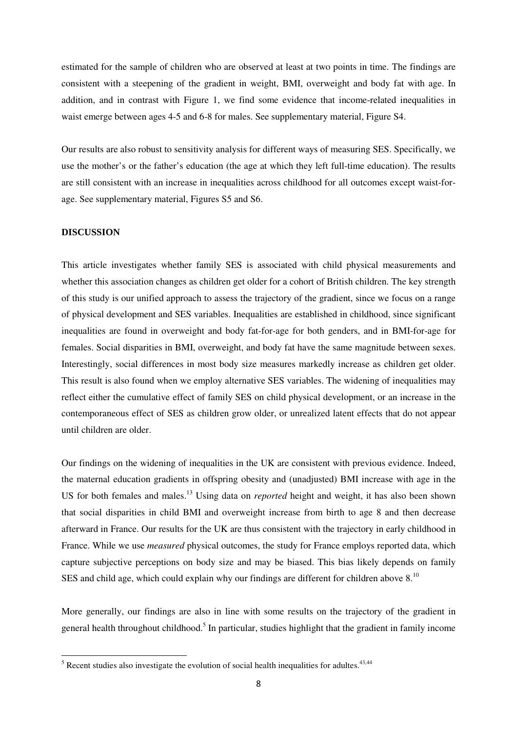estimated for the sample of children who are observed at least at two points in time. The findings are consistent with a steepening of the gradient in weight, BMI, overweight and body fat with age. In addition, and in contrast with Figure 1, we find some evidence that income-related inequalities in waist emerge between ages 4-5 and 6-8 for males. See supplementary material, Figure S4.

Our results are also robust to sensitivity analysis for different ways of measuring SES. Specifically, we use the mother's or the father's education (the age at which they left full-time education). The results are still consistent with an increase in inequalities across childhood for all outcomes except waist-for-age. See supplementary material, Figures S5 and S6.

**DISCUSSION**

This article investigates whether family SES is associated with child physical measurements and whether this association changes as children get older for a cohort of British children. The key strength of this study is our unified approach to assess the trajectory of the gradient, since we focus on a range of physical development and SES variables. Inequalities are established in childhood, since significant inequalities are found in overweight and body fat-for-age for both genders, and in BMI-for-age for females. Social disparities in BMI, overweight, and body fat have the same magnitude between sexes. Interestingly, social differences in most body size measures markedly increase as children get older. This result is also found when we employ alternative SES variables. The widening of inequalities may reflect either the cumulative effect of family SES on child physical development, or an increase in the contemporaneous effect of SES as children grow older, or unrealized latent effects that do not appear until children are older.

Our findings on the widening of inequalities in the UK are consistent with previous evidence. Indeed, the maternal education gradients in offspring obesity and (unadjusted) BMI increase with age in the US for both females and males.[13] Using data on *reported* height and weight, it has also been shown that social disparities in child BMI and overweight increase from birth to age 8 and then decrease afterward in France. Our results for the UK are thus consistent with the trajectory in early childhood in France. While we use *measured* physical outcomes, the study for France employs reported data, which capture subjective perceptions on body size and may be biased. This bias likely depends on family SES and child age, which could explain why our findings are different for children above 8.[10]

More generally, our findings are also in line with some results on the trajectory of the gradient in general health throughout childhood.[5] In particular, studies highlight that the gradient in family income

[5] Recent studies also investigate the evolution of social health inequalities for adultes.[43,44]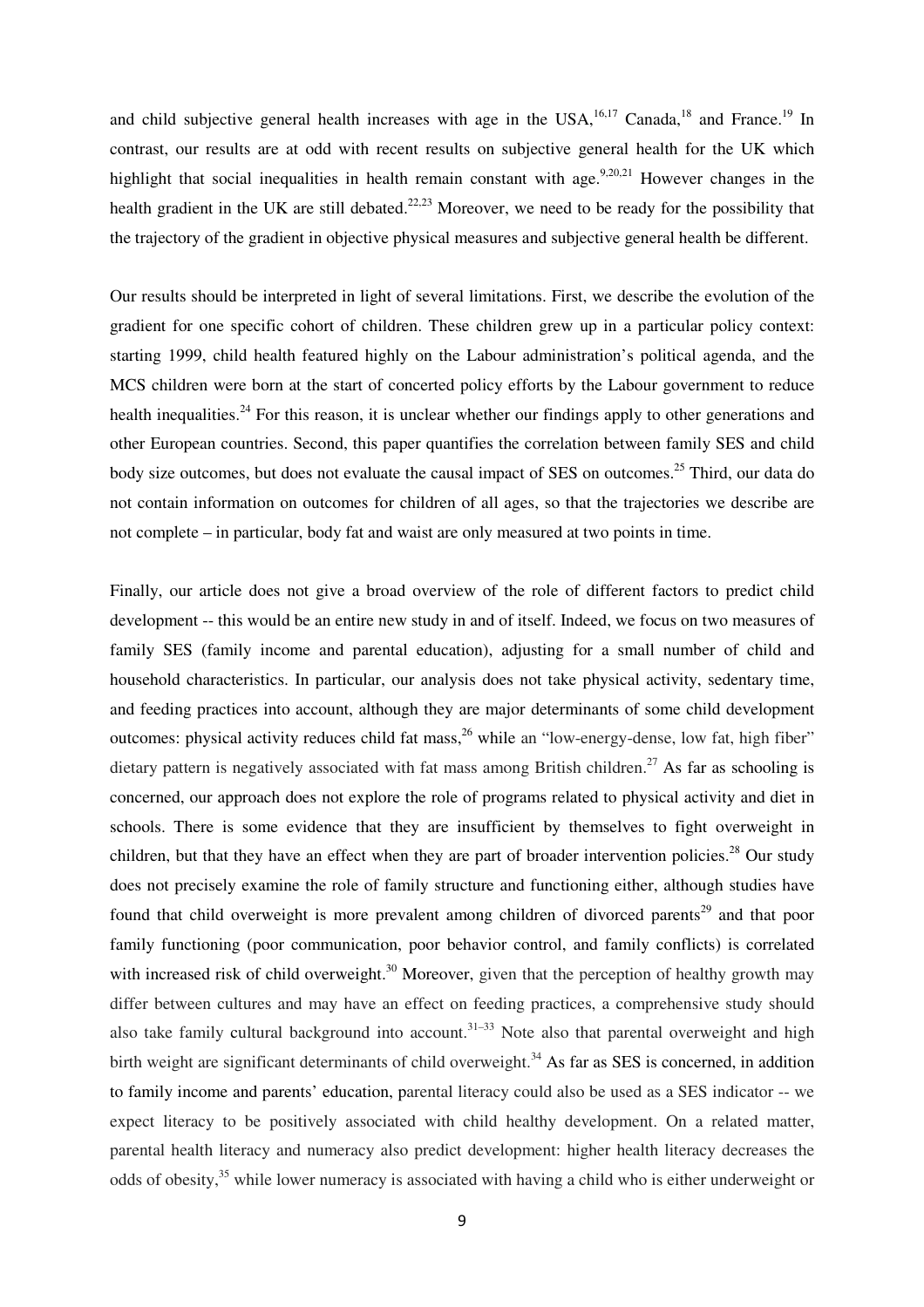and child subjective general health increases with age in the USA,[16,17] Canada,[18] and France.[19] In contrast, our results are at odd with recent results on subjective general health for the UK which highlight that social inequalities in health remain constant with age.[9,20,21] However changes in the health gradient in the UK are still debated.[22,23] Moreover, we need to be ready for the possibility that the trajectory of the gradient in objective physical measures and subjective general health be different.

Our results should be interpreted in light of several limitations. First, we describe the evolution of the gradient for one specific cohort of children. These children grew up in a particular policy context: starting 1999, child health featured highly on the Labour administration's political agenda, and the MCS children were born at the start of concerted policy efforts by the Labour government to reduce health inequalities.[24] For this reason, it is unclear whether our findings apply to other generations and other European countries. Second, this paper quantifies the correlation between family SES and child body size outcomes, but does not evaluate the causal impact of SES on outcomes.[25] Third, our data do not contain information on outcomes for children of all ages, so that the trajectories we describe are not complete – in particular, body fat and waist are only measured at two points in time.

Finally, our article does not give a broad overview of the role of different factors to predict child development -- this would be an entire new study in and of itself. Indeed, we focus on two measures of family SES (family income and parental education), adjusting for a small number of child and household characteristics. In particular, our analysis does not take physical activity, sedentary time, and feeding practices into account, although they are major determinants of some child development outcomes: physical activity reduces child fat mass,[26] while an "low-energy-dense, low fat, high fiber" dietary pattern is negatively associated with fat mass among British children.[27] As far as schooling is concerned, our approach does not explore the role of programs related to physical activity and diet in schools. There is some evidence that they are insufficient by themselves to fight overweight in children, but that they have an effect when they are part of broader intervention policies.[28] Our study does not precisely examine the role of family structure and functioning either, although studies have found that child overweight is more prevalent among children of divorced parents[29] and that poor family functioning (poor communication, poor behavior control, and family conflicts) is correlated with increased risk of child overweight.[30] Moreover, given that the perception of healthy growth may differ between cultures and may have an effect on feeding practices, a comprehensive study should also take family cultural background into account.[31–33] Note also that parental overweight and high birth weight are significant determinants of child overweight.[34] As far as SES is concerned, in addition to family income and parents' education, parental literacy could also be used as a SES indicator -- we expect literacy to be positively associated with child healthy development. On a related matter, parental health literacy and numeracy also predict development: higher health literacy decreases the odds of obesity,[35] while lower numeracy is associated with having a child who is either underweight or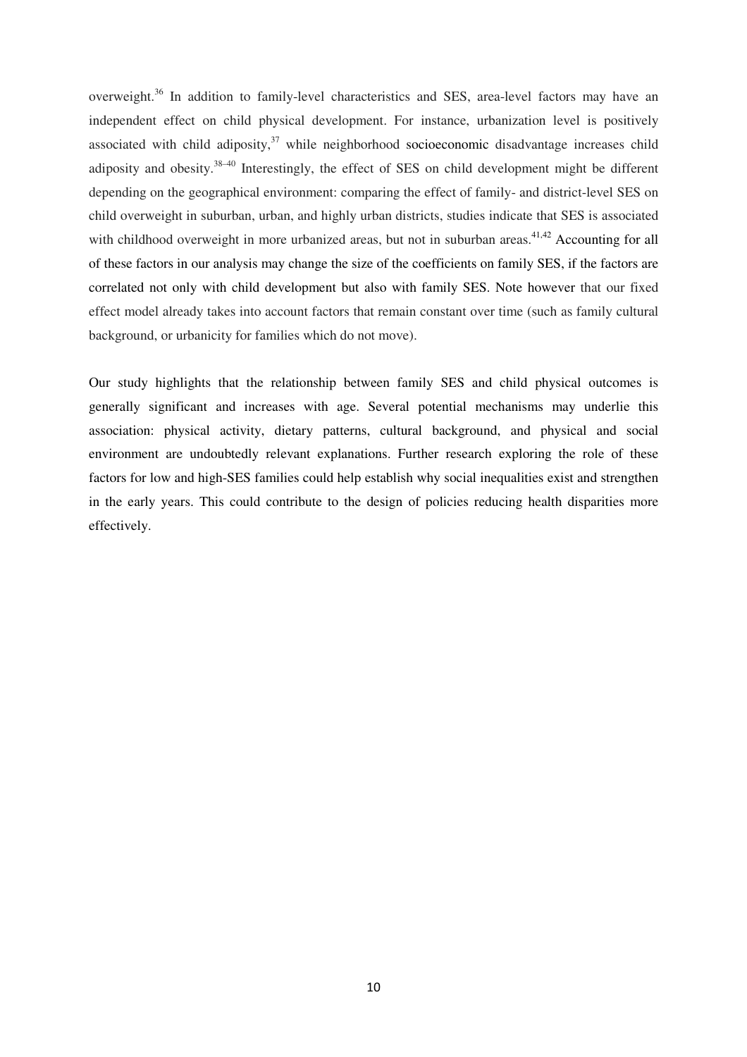overweight.[36] In addition to family-level characteristics and SES, area-level factors may have an independent effect on child physical development. For instance, urbanization level is positively associated with child adiposity,[37] while neighborhood socioeconomic disadvantage increases child adiposity and obesity.[38–40] Interestingly, the effect of SES on child development might be different depending on the geographical environment: comparing the effect of family- and district-level SES on child overweight in suburban, urban, and highly urban districts, studies indicate that SES is associated with childhood overweight in more urbanized areas, but not in suburban areas.[41,42] Accounting for all of these factors in our analysis may change the size of the coefficients on family SES, if the factors are correlated not only with child development but also with family SES. Note however that our fixed effect model already takes into account factors that remain constant over time (such as family cultural background, or urbanicity for families which do not move).

Our study highlights that the relationship between family SES and child physical outcomes is generally significant and increases with age. Several potential mechanisms may underlie this association: physical activity, dietary patterns, cultural background, and physical and social environment are undoubtedly relevant explanations. Further research exploring the role of these factors for low and high-SES families could help establish why social inequalities exist and strengthen in the early years. This could contribute to the design of policies reducing health disparities more effectively.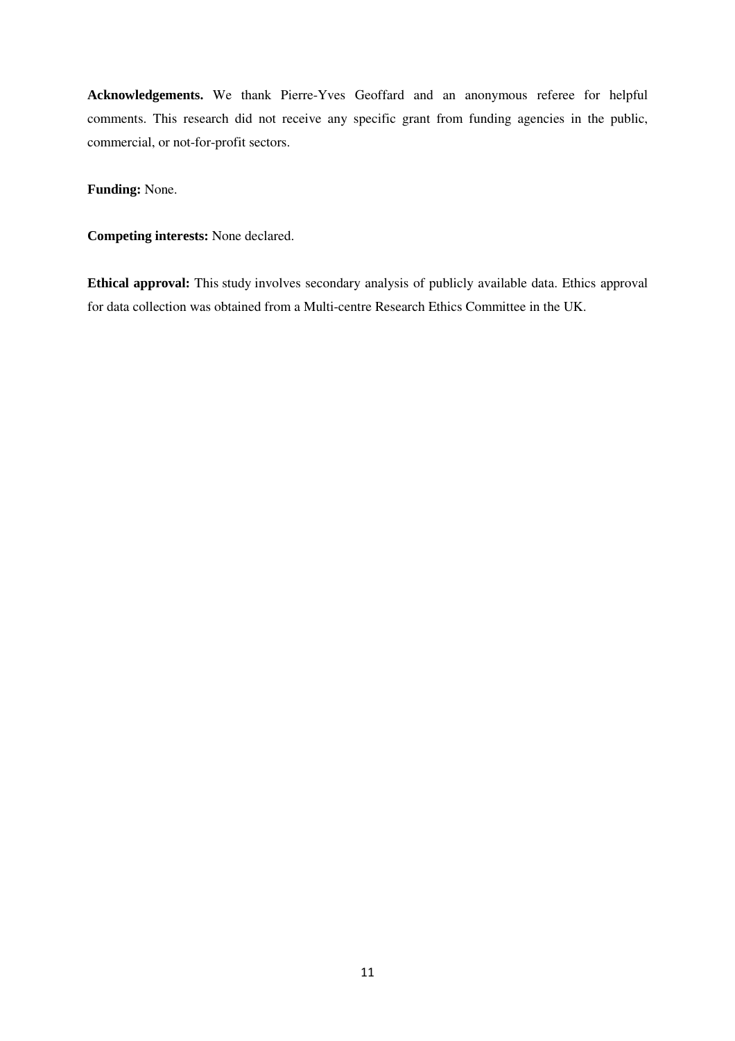**Acknowledgements.** We thank Pierre-Yves Geoffard and an anonymous referee for helpful comments. This research did not receive any specific grant from funding agencies in the public, commercial, or not-for-profit sectors.

**Funding:** None.

**Competing interests:** None declared.

**Ethical approval:** This study involves secondary analysis of publicly available data. Ethics approval for data collection was obtained from a Multi-centre Research Ethics Committee in the UK.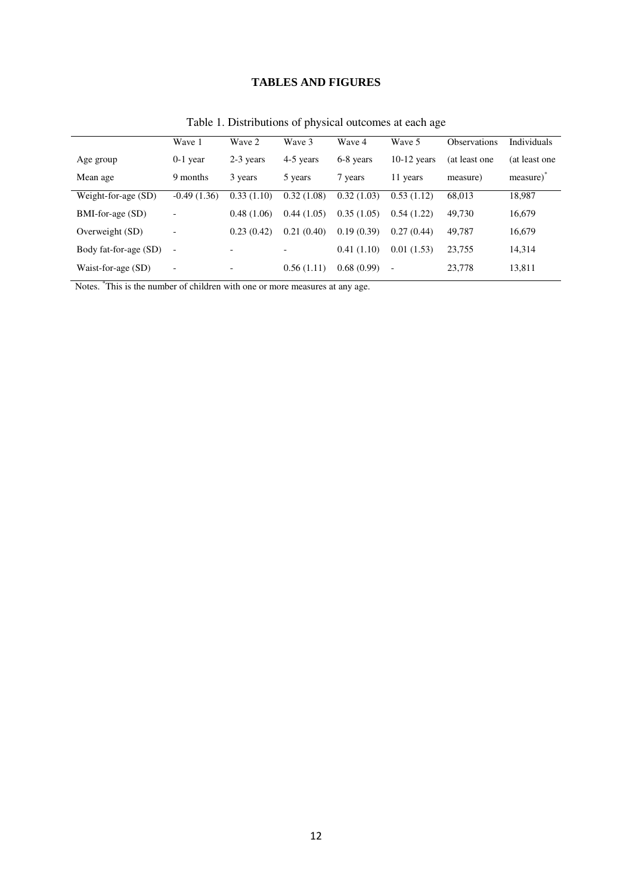**TABLES AND FIGURES**

Table 1. Distributions of physical outcomes at each age

| | Wave 1 | Wave 2 | Wave 3 | Wave 4 | Wave 5 | Observations | Individuals |
|---|---|---|---|---|---|---|---|
| Age group | 0-1 year | 2-3 years | 4-5 years | 6-8 years | 10-12 years | (at least one | (at least one |
| Mean age | 9 months | 3 years | 5 years | 7 years | 11 years | measure) | measure)* |
| Weight-for-age (SD) | -0.49 (1.36) | 0.33 (1.10) | 0.32 (1.08) | 0.32 (1.03) | 0.53 (1.12) | 68,013 | 18,987 |
| BMI-for-age (SD) | - | 0.48 (1.06) | 0.44 (1.05) | 0.35 (1.05) | 0.54 (1.22) | 49,730 | 16,679 |
| Overweight (SD) | - | 0.23 (0.42) | 0.21 (0.40) | 0.19 (0.39) | 0.27 (0.44) | 49,787 | 16,679 |
| Body fat-for-age (SD) | - | - | - | 0.41 (1.10) | 0.01 (1.53) | 23,755 | 14,314 |
| Waist-for-age (SD) | - | - | 0.56 (1.11) | 0.68 (0.99) | - | 23,778 | 13,811 |

Notes. *This is the number of children with one or more measures at any age.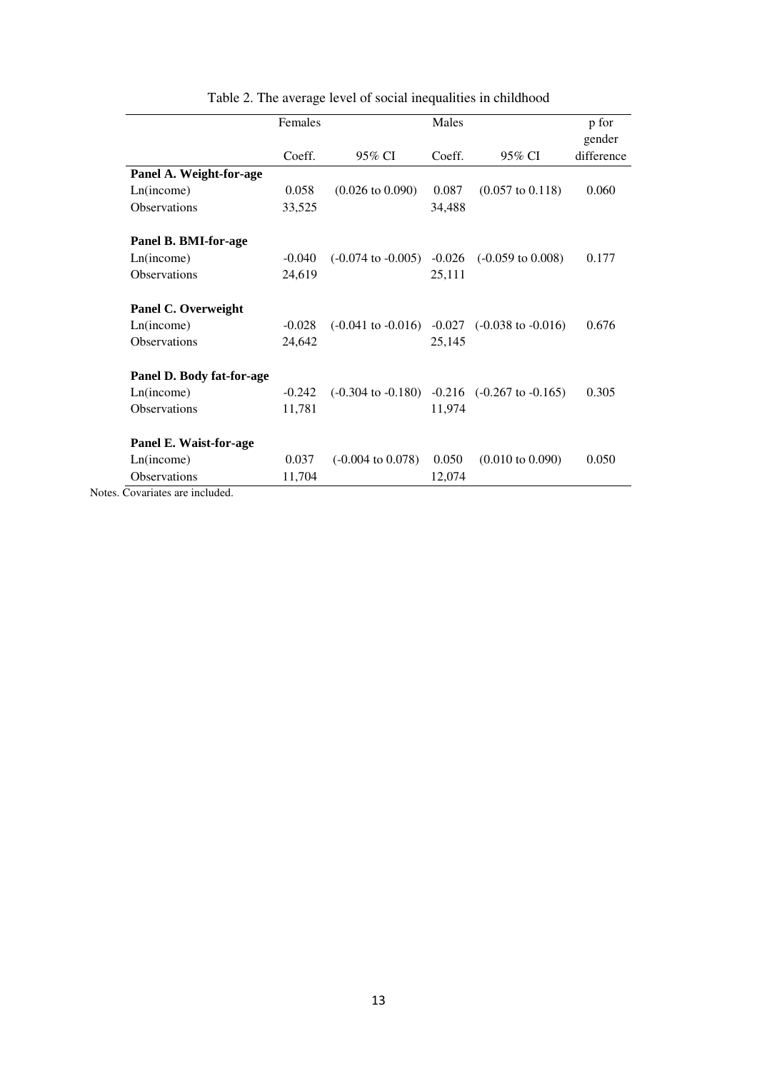Table 2. The average level of social inequalities in childhood

| | Females | | Males | | p for gender |
|---|---|---|---|---|---|
| | Coeff. | 95% CI | Coeff. | 95% CI | difference |
| **Panel A. Weight-for-age** | | | | | |
| Ln(income) | 0.058 | (0.026 to 0.090) | 0.087 | (0.057 to 0.118) | 0.060 |
| Observations | 33,525 | | 34,488 | | |
| **Panel B. BMI-for-age** | | | | | |
| Ln(income) | -0.040 | (-0.074 to -0.005) | -0.026 | (-0.059 to 0.008) | 0.177 |
| Observations | 24,619 | | 25,111 | | |
| **Panel C. Overweight** | | | | | |
| Ln(income) | -0.028 | (-0.041 to -0.016) | -0.027 | (-0.038 to -0.016) | 0.676 |
| Observations | 24,642 | | 25,145 | | |
| **Panel D. Body fat-for-age** | | | | | |
| Ln(income) | -0.242 | (-0.304 to -0.180) | -0.216 | (-0.267 to -0.165) | 0.305 |
| Observations | 11,781 | | 11,974 | | |
| **Panel E. Waist-for-age** | | | | | |
| Ln(income) | 0.037 | (-0.004 to 0.078) | 0.050 | (0.010 to 0.090) | 0.050 |
| Observations | 11,704 | | 12,074 | | |

Notes. Covariates are included.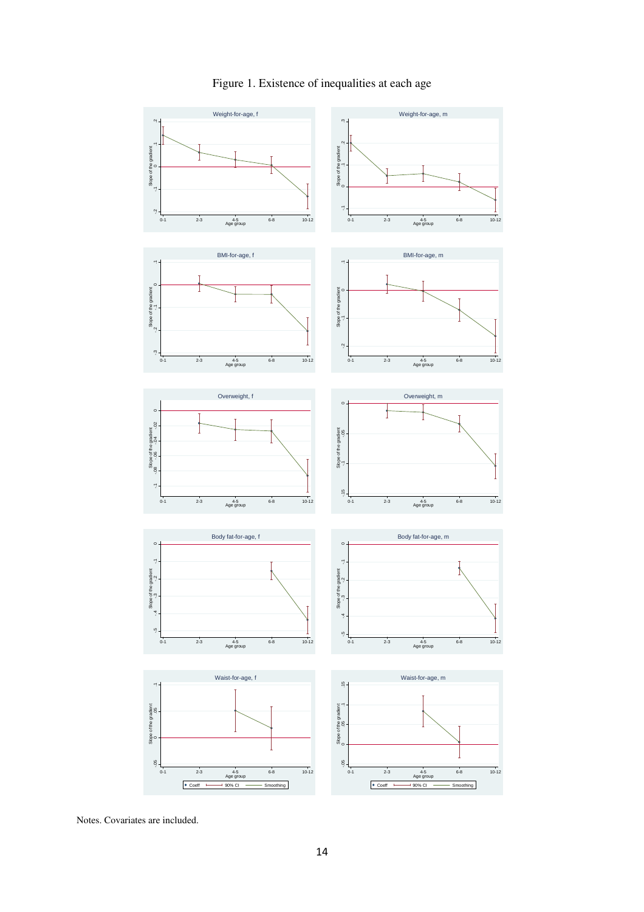Figure 1. Existence of inequalities at each age

Weight-for-age, f

Weight-for-age, m

BMI-for-age, f

BMI-for-age, m

Overweight, f

Overweight, m

Body fat-for-age, f

Body fat-for-age, m

Waist-for-age, f

Waist-for-age, m

Slope of the gradient

Age group

0-1 2-3 4-5 6-8 10-12

Coeff 90% CI Smoothing

Notes. Covariates are included.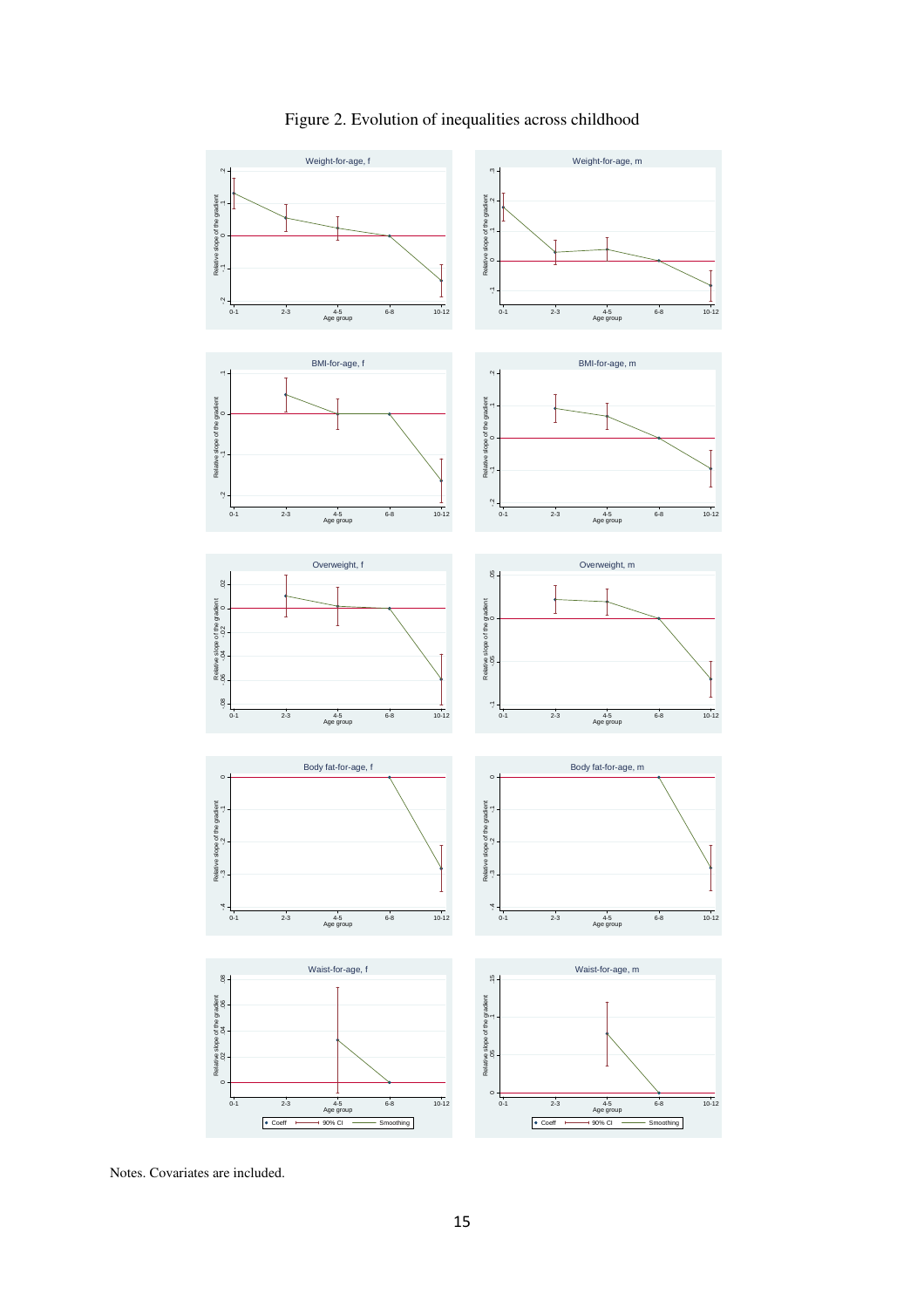# Figure 2. Evolution of inequalities across childhood

Weight-for-age, f

Relative slope of the gradient

.2
.1
0
-.1
-.2

0-1 2-3 4-5 6-8 10-12

Age group

Weight-for-age, m

Relative slope of the gradient

.3
.2
.1
0
-.1

0-1 2-3 4-5 6-8 10-12

Age group

BMI-for-age, f

Relative slope of the gradient

.1
0
-.1
-.2

0-1 2-3 4-5 6-8 10-12

Age group

BMI-for-age, m

Relative slope of the gradient

.2
.1
0
-.1
-.2

0-1 2-3 4-5 6-8 10-12

Age group

Overweight, f

Relative slope of the gradient

.02
0
-.02
-.04
-.06
-.08

0-1 2-3 4-5 6-8 10-12

Age group

Overweight, m

Relative slope of the gradient

.05
0
-.05
-.1

0-1 2-3 4-5 6-8 10-12

Age group

Body fat-for-age, f

Relative slope of the gradient

0
-.1
-.2
-.3
-.4

0-1 2-3 4-5 6-8 10-12

Age group

Body fat-for-age, m

Relative slope of the gradient

0
-.1
-.2
-.3
-.4

0-1 2-3 4-5 6-8 10-12

Age group

Waist-for-age, f

Relative slope of the gradient

.08
.06
.04
.02
0

0-1 2-3 4-5 6-8 10-12

Age group

Coeff 90% CI Smoothing

Waist-for-age, m

Relative slope of the gradient

.15
.1
.05
0

0-1 2-3 4-5 6-8 10-12

Age group

Coeff 90% CI Smoothing

Notes. Covariates are included.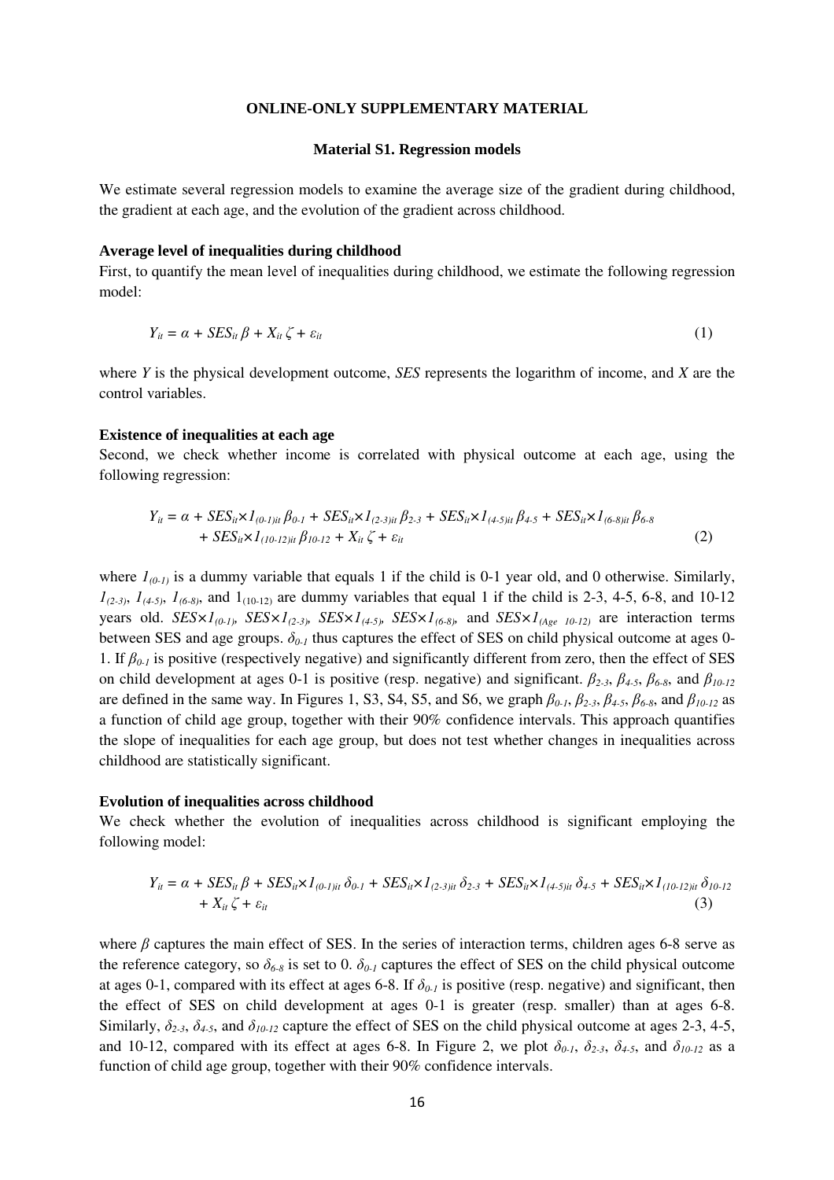**ONLINE-ONLY SUPPLEMENTARY MATERIAL**

**Material S1. Regression models**

We estimate several regression models to examine the average size of the gradient during childhood, the gradient at each age, and the evolution of the gradient across childhood.

**Average level of inequalities during childhood**

First, to quantify the mean level of inequalities during childhood, we estimate the following regression model:

$$Y_{it} = \alpha + SES_{it}\,\beta + X_{it}\,\zeta + \varepsilon_{it} \tag{1}$$

where *Y* is the physical development outcome, *SES* represents the logarithm of income, and *X* are the control variables.

**Existence of inequalities at each age**

Second, we check whether income is correlated with physical outcome at each age, using the following regression:

$$Y_{it} = \alpha + SES_{it}\times 1_{(0\text{-}1)it}\,\beta_{0\text{-}1} + SES_{it}\times 1_{(2\text{-}3)it}\,\beta_{2\text{-}3} + SES_{it}\times 1_{(4\text{-}5)it}\,\beta_{4\text{-}5} + SES_{it}\times 1_{(6\text{-}8)it}\,\beta_{6\text{-}8} + SES_{it}\times 1_{(10\text{-}12)it}\,\beta_{10\text{-}12} + X_{it}\,\zeta + \varepsilon_{it} \tag{2}$$

where $1_{(0\text{-}1)}$ is a dummy variable that equals 1 if the child is 0-1 year old, and 0 otherwise. Similarly, $1_{(2\text{-}3)}$, $1_{(4\text{-}5)}$, $1_{(6\text{-}8)}$, and $1_{(10\text{-}12)}$ are dummy variables that equal 1 if the child is 2-3, 4-5, 6-8, and 10-12 years old. $SES\times 1_{(0\text{-}1)}$, $SES\times 1_{(2\text{-}3)}$, $SES\times 1_{(4\text{-}5)}$, $SES\times 1_{(6\text{-}8)}$, and $SES\times 1_{(Age\ 10\text{-}12)}$ are interaction terms between SES and age groups. $\delta_{0\text{-}1}$ thus captures the effect of SES on child physical outcome at ages 0-1. If $\beta_{0\text{-}1}$ is positive (respectively negative) and significantly different from zero, then the effect of SES on child development at ages 0-1 is positive (resp. negative) and significant. $\beta_{2\text{-}3}$, $\beta_{4\text{-}5}$, $\beta_{6\text{-}8}$, and $\beta_{10\text{-}12}$ are defined in the same way. In Figures 1, S3, S4, S5, and S6, we graph $\beta_{0\text{-}1}$, $\beta_{2\text{-}3}$, $\beta_{4\text{-}5}$, $\beta_{6\text{-}8}$, and $\beta_{10\text{-}12}$ as a function of child age group, together with their 90% confidence intervals. This approach quantifies the slope of inequalities for each age group, but does not test whether changes in inequalities across childhood are statistically significant.

**Evolution of inequalities across childhood**

We check whether the evolution of inequalities across childhood is significant employing the following model:

$$Y_{it} = \alpha + SES_{it}\,\beta + SES_{it}\times 1_{(0\text{-}1)it}\,\delta_{0\text{-}1} + SES_{it}\times 1_{(2\text{-}3)it}\,\delta_{2\text{-}3} + SES_{it}\times 1_{(4\text{-}5)it}\,\delta_{4\text{-}5} + SES_{it}\times 1_{(10\text{-}12)it}\,\delta_{10\text{-}12} + X_{it}\,\zeta + \varepsilon_{it} \tag{3}$$

where $\beta$ captures the main effect of SES. In the series of interaction terms, children ages 6-8 serve as the reference category, so $\delta_{6\text{-}8}$ is set to 0. $\delta_{0\text{-}1}$ captures the effect of SES on the child physical outcome at ages 0-1, compared with its effect at ages 6-8. If $\delta_{0\text{-}1}$ is positive (resp. negative) and significant, then the effect of SES on child development at ages 0-1 is greater (resp. smaller) than at ages 6-8. Similarly, $\delta_{2\text{-}3}$, $\delta_{4\text{-}5}$, and $\delta_{10\text{-}12}$ capture the effect of SES on the child physical outcome at ages 2-3, 4-5, and 10-12, compared with its effect at ages 6-8. In Figure 2, we plot $\delta_{0\text{-}1}$, $\delta_{2\text{-}3}$, $\delta_{4\text{-}5}$, and $\delta_{10\text{-}12}$ as a function of child age group, together with their 90% confidence intervals.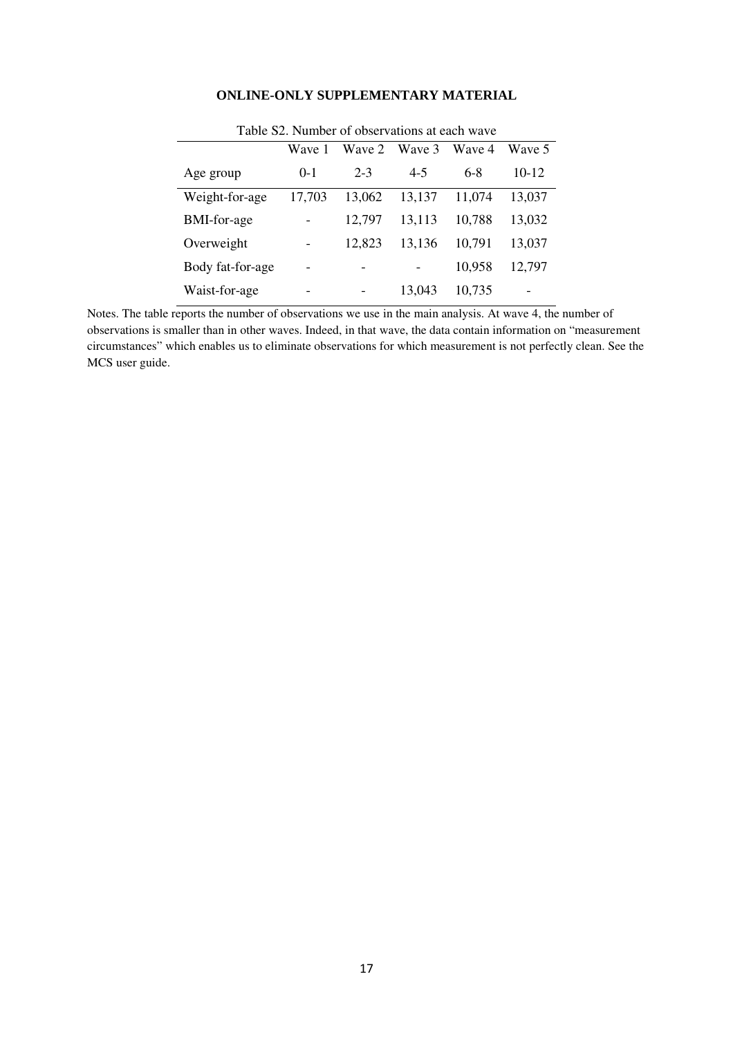**ONLINE-ONLY SUPPLEMENTARY MATERIAL**

Table S2. Number of observations at each wave

| | Wave 1 | Wave 2 | Wave 3 | Wave 4 | Wave 5 |
|---|---|---|---|---|---|
| Age group | 0-1 | 2-3 | 4-5 | 6-8 | 10-12 |
| Weight-for-age | 17,703 | 13,062 | 13,137 | 11,074 | 13,037 |
| BMI-for-age | - | 12,797 | 13,113 | 10,788 | 13,032 |
| Overweight | - | 12,823 | 13,136 | 10,791 | 13,037 |
| Body fat-for-age | - | - | - | 10,958 | 12,797 |
| Waist-for-age | - | - | 13,043 | 10,735 | - |

Notes. The table reports the number of observations we use in the main analysis. At wave 4, the number of observations is smaller than in other waves. Indeed, in that wave, the data contain information on "measurement circumstances" which enables us to eliminate observations for which measurement is not perfectly clean. See the MCS user guide.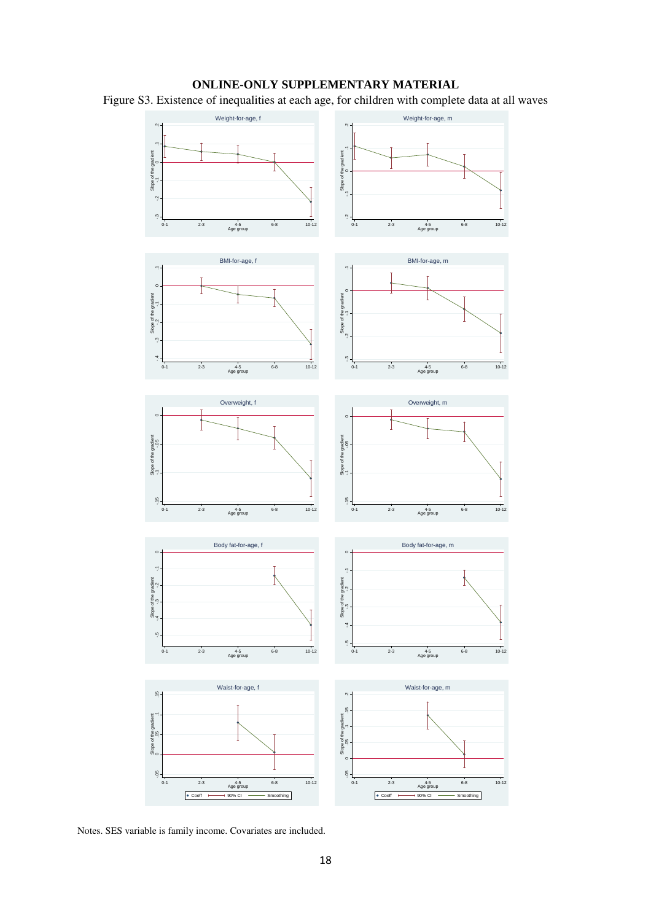**ONLINE-ONLY SUPPLEMENTARY MATERIAL**

Figure S3. Existence of inequalities at each age, for children with complete data at all waves

Weight-for-age, f

Slope of the gradient

.2
.1
0
-.1
-.2
-.3

0-1
2-3
4-5
Age group
6-8
10-12

Weight-for-age, m

Slope of the gradient

.2
.1
0
-.1
-.2

0-1
2-3
4-5
Age group
6-8
10-12

BMI-for-age, f

Slope of the gradient

.1
0
-.1
-.2
-.3
-.4

0-1
2-3
4-5
Age group
6-8
10-12

BMI-for-age, m

Slope of the gradient

.1
0
-.1
-.2
-.3

0-1
2-3
4-5
Age group
6-8
10-12

Overweight, f

Slope of the gradient

0
-.05
-.1
-.15

0-1
2-3
4-5
Age group
6-8
10-12

Overweight, m

Slope of the gradient

0
-.05
-.1
-.15

0-1
2-3
4-5
Age group
6-8
10-12

Body fat-for-age, f

Slope of the gradient

0
-.1
-.2
-.3
-.4
-.5

0-1
2-3
4-5
Age group
6-8
10-12

Body fat-for-age, m

Slope of the gradient

0
-.1
-.2
-.3
-.4
-.5

0-1
2-3
4-5
Age group
6-8
10-12

Waist-for-age, f

Slope of the gradient

.15
.1
.05
0
-.05

0-1
2-3
4-5
Age group
6-8
10-12

Coeff
90% CI
Smoothing

Waist-for-age, m

Slope of the gradient

.2
.15
.1
.05
0
-.05

0-1
2-3
4-5
Age group
6-8
10-12

Coeff
90% CI
Smoothing

Notes. SES variable is family income. Covariates are included.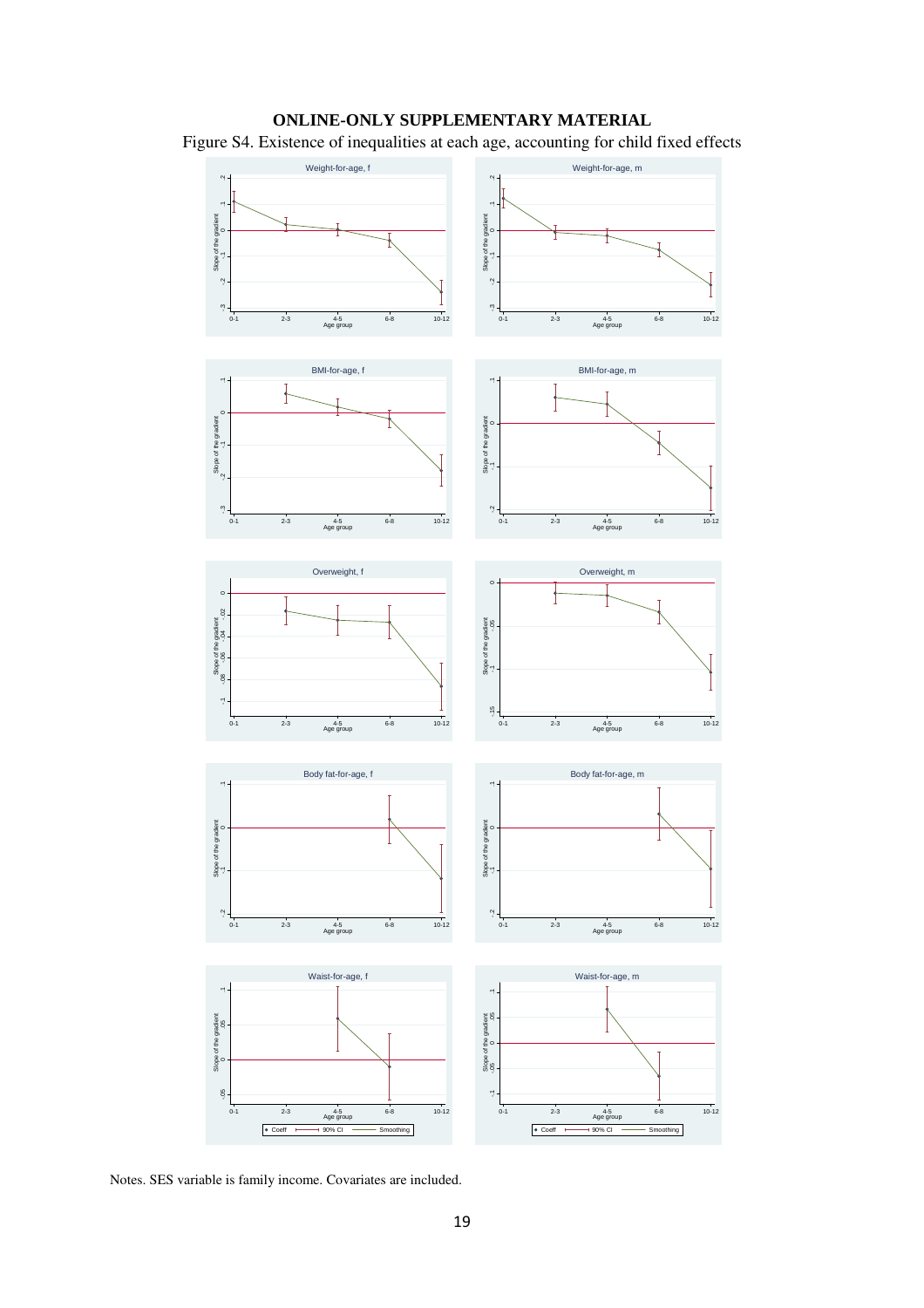**ONLINE-ONLY SUPPLEMENTARY MATERIAL**

Figure S4. Existence of inequalities at each age, accounting for child fixed effects

Weight-for-age, f

Slope of the gradient

.2
.1
0
-.1
-.2
-.3

0-1 2-3 4-5 6-8 10-12

Age group

Weight-for-age, m

Slope of the gradient

.2
.1
0
-.1
-.2
-.3

0-1 2-3 4-5 6-8 10-12

Age group

BMI-for-age, f

Slope of the gradient

.1
0
-.1
-.2
-.3

0-1 2-3 4-5 6-8 10-12

Age group

BMI-for-age, m

Slope of the gradient

.1
0
-.1
-.2

0-1 2-3 4-5 6-8 10-12

Age group

Overweight, f

Slope of the gradient

0
-.02
-.04
-.06
-.08
-.1

0-1 2-3 4-5 6-8 10-12

Age group

Overweight, m

Slope of the gradient

0
-.05
-.1
-.15

0-1 2-3 4-5 6-8 10-12

Age group

Body fat-for-age, f

Slope of the gradient

.1
0
-.1
-.2

0-1 2-3 4-5 6-8 10-12

Age group

Body fat-for-age, m

Slope of the gradient

.1
0
-.1
-.2

0-1 2-3 4-5 6-8 10-12

Age group

Waist-for-age, f

Slope of the gradient

.1
.05
0
-.05

0-1 2-3 4-5 6-8 10-12

Age group

Coeff 90% CI Smoothing

Waist-for-age, m

Slope of the gradient

.1
.05
0
-.05
-.1

0-1 2-3 4-5 6-8 10-12

Age group

Coeff 90% CI Smoothing

Notes. SES variable is family income. Covariates are included.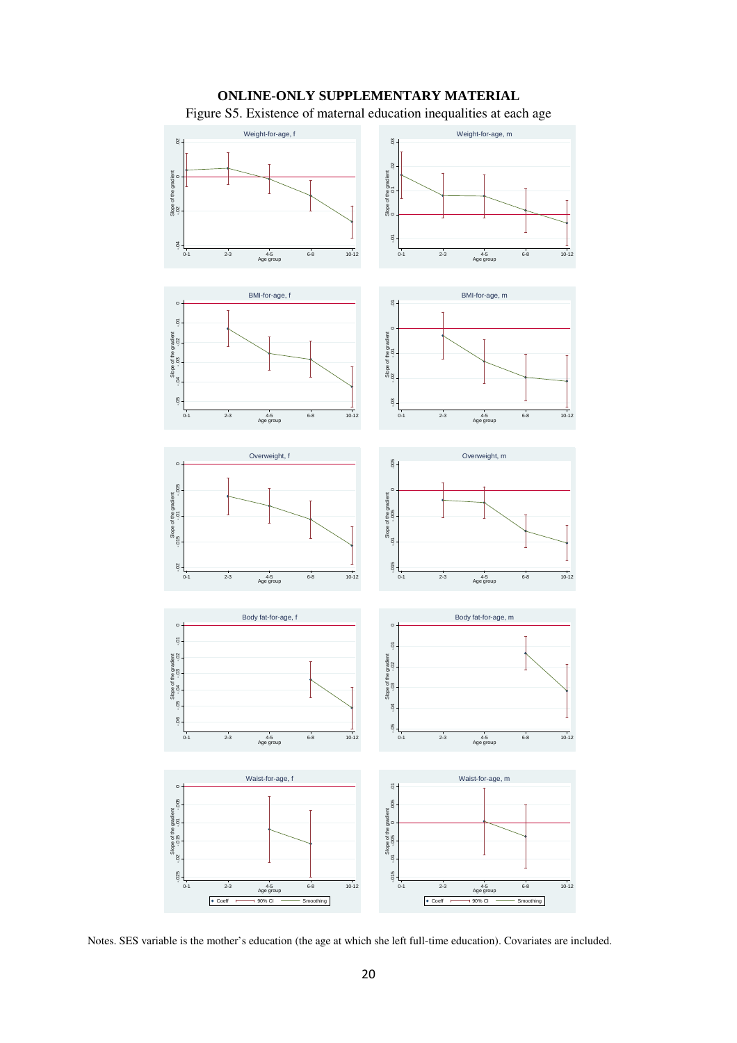**ONLINE-ONLY SUPPLEMENTARY MATERIAL**

Figure S5. Existence of maternal education inequalities at each age

Weight-for-age, f

Weight-for-age, m

BMI-for-age, f

BMI-for-age, m

Overweight, f

Overweight, m

Body fat-for-age, f

Body fat-for-age, m

Waist-for-age, f

Waist-for-age, m

Slope of the gradient

Age group

0-1 2-3 4-5 6-8 10-12

Coeff 90% CI Smoothing

Notes. SES variable is the mother's education (the age at which she left full-time education). Covariates are included.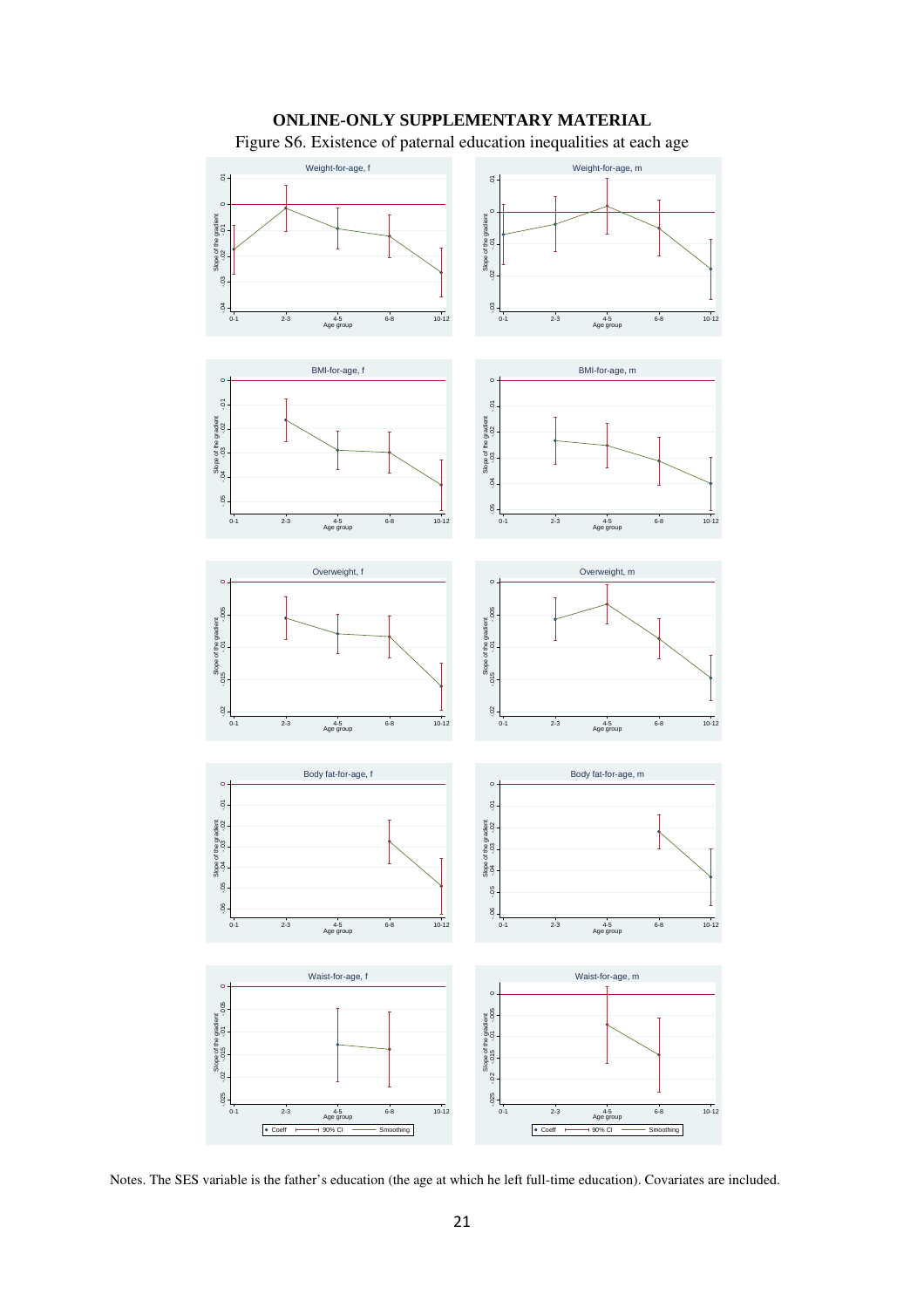**ONLINE-ONLY SUPPLEMENTARY MATERIAL**

Figure S6. Existence of paternal education inequalities at each age

Weight-for-age, f

Slope of the gradient

.01
0
-.01
-.02
-.03
-.04

0-1 2-3 4-5 6-8 10-12
Age group

Weight-for-age, m

Slope of the gradient

.01
0
-.01
-.02
-.03

0-1 2-3 4-5 6-8 10-12
Age group

BMI-for-age, f

Slope of the gradient

0
-.01
-.02
-.03
-.04
-.05

0-1 2-3 4-5 6-8 10-12
Age group

BMI-for-age, m

Slope of the gradient

0
-.01
-.02
-.03
-.04
-.05

0-1 2-3 4-5 6-8 10-12
Age group

Overweight, f

Slope of the gradient

0
-.005
-.01
-.015
-.02

0-1 2-3 4-5 6-8 10-12
Age group

Overweight, m

Slope of the gradient

0
-.005
-.01
-.015
-.02

0-1 2-3 4-5 6-8 10-12
Age group

Body fat-for-age, f

Slope of the gradient

0
-.01
-.02
-.03
-.04
-.05
-.06

0-1 2-3 4-5 6-8 10-12
Age group

Body fat-for-age, m

Slope of the gradient

0
-.01
-.02
-.03
-.04
-.05
-.06

0-1 2-3 4-5 6-8 10-12
Age group

Waist-for-age, f

Slope of the gradient

0
-.005
-.01
-.015
-.02
-.025

0-1 2-3 4-5 6-8 10-12
Age group

Coeff 90% CI Smoothing

Waist-for-age, m

Slope of the gradient

0
-.005
-.01
-.015
-.02
-.025

0-1 2-3 4-5 6-8 10-12
Age group

Coeff 90% CI Smoothing

Notes. The SES variable is the father's education (the age at which he left full-time education). Covariates are included.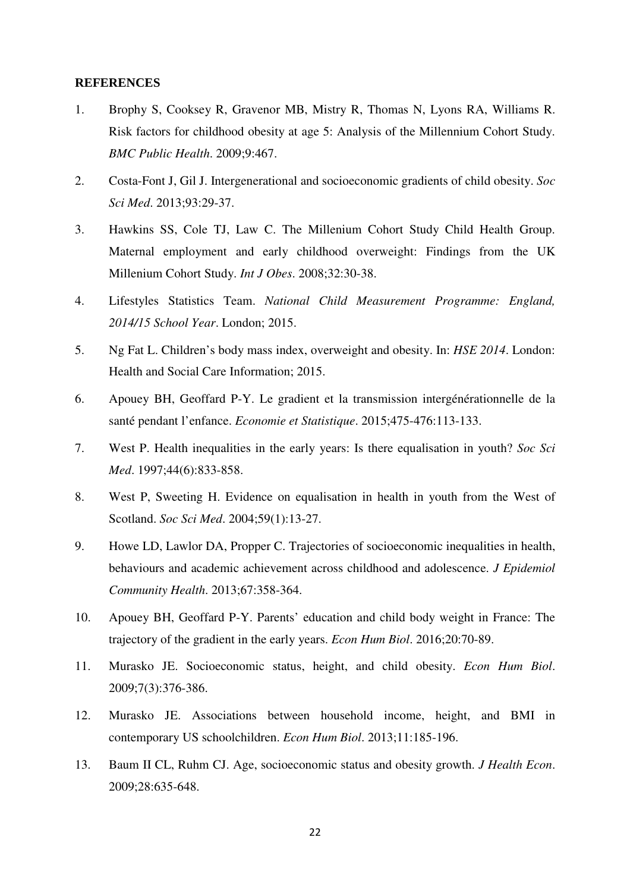**REFERENCES**

1. Brophy S, Cooksey R, Gravenor MB, Mistry R, Thomas N, Lyons RA, Williams R. Risk factors for childhood obesity at age 5: Analysis of the Millennium Cohort Study. *BMC Public Health*. 2009;9:467.
2. Costa-Font J, Gil J. Intergenerational and socioeconomic gradients of child obesity. *Soc Sci Med*. 2013;93:29-37.
3. Hawkins SS, Cole TJ, Law C. The Millenium Cohort Study Child Health Group. Maternal employment and early childhood overweight: Findings from the UK Millenium Cohort Study. *Int J Obes*. 2008;32:30-38.
4. Lifestyles Statistics Team. *National Child Measurement Programme: England, 2014/15 School Year*. London; 2015.
5. Ng Fat L. Children's body mass index, overweight and obesity. In: *HSE 2014*. London: Health and Social Care Information; 2015.
6. Apouey BH, Geoffard P-Y. Le gradient et la transmission intergénérationnelle de la santé pendant l'enfance. *Economie et Statistique*. 2015;475-476:113-133.
7. West P. Health inequalities in the early years: Is there equalisation in youth? *Soc Sci Med*. 1997;44(6):833-858.
8. West P, Sweeting H. Evidence on equalisation in health in youth from the West of Scotland. *Soc Sci Med*. 2004;59(1):13-27.
9. Howe LD, Lawlor DA, Propper C. Trajectories of socioeconomic inequalities in health, behaviours and academic achievement across childhood and adolescence. *J Epidemiol Community Health*. 2013;67:358-364.
10. Apouey BH, Geoffard P-Y. Parents' education and child body weight in France: The trajectory of the gradient in the early years. *Econ Hum Biol*. 2016;20:70-89.
11. Murasko JE. Socioeconomic status, height, and child obesity. *Econ Hum Biol*. 2009;7(3):376-386.
12. Murasko JE. Associations between household income, height, and BMI in contemporary US schoolchildren. *Econ Hum Biol*. 2013;11:185-196.
13. Baum II CL, Ruhm CJ. Age, socioeconomic status and obesity growth. *J Health Econ*. 2009;28:635-648.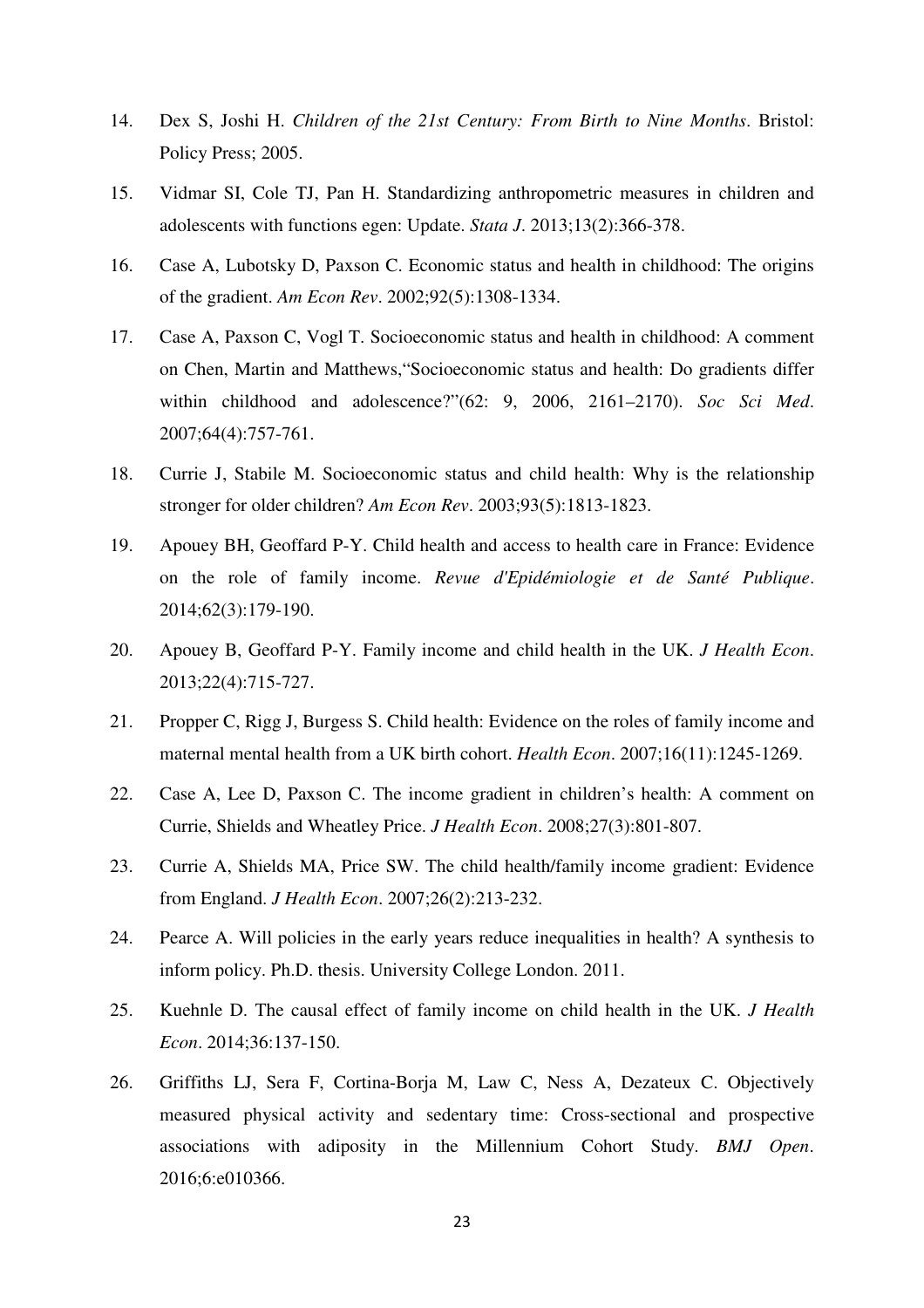14. Dex S, Joshi H. *Children of the 21st Century: From Birth to Nine Months*. Bristol: Policy Press; 2005.
15. Vidmar SI, Cole TJ, Pan H. Standardizing anthropometric measures in children and adolescents with functions egen: Update. *Stata J*. 2013;13(2):366-378.
16. Case A, Lubotsky D, Paxson C. Economic status and health in childhood: The origins of the gradient. *Am Econ Rev*. 2002;92(5):1308-1334.
17. Case A, Paxson C, Vogl T. Socioeconomic status and health in childhood: A comment on Chen, Martin and Matthews,"Socioeconomic status and health: Do gradients differ within childhood and adolescence?"(62: 9, 2006, 2161–2170). *Soc Sci Med*. 2007;64(4):757-761.
18. Currie J, Stabile M. Socioeconomic status and child health: Why is the relationship stronger for older children? *Am Econ Rev*. 2003;93(5):1813-1823.
19. Apouey BH, Geoffard P-Y. Child health and access to health care in France: Evidence on the role of family income. *Revue d'Epidémiologie et de Santé Publique*. 2014;62(3):179-190.
20. Apouey B, Geoffard P-Y. Family income and child health in the UK. *J Health Econ*. 2013;22(4):715-727.
21. Propper C, Rigg J, Burgess S. Child health: Evidence on the roles of family income and maternal mental health from a UK birth cohort. *Health Econ*. 2007;16(11):1245-1269.
22. Case A, Lee D, Paxson C. The income gradient in children's health: A comment on Currie, Shields and Wheatley Price. *J Health Econ*. 2008;27(3):801-807.
23. Currie A, Shields MA, Price SW. The child health/family income gradient: Evidence from England. *J Health Econ*. 2007;26(2):213-232.
24. Pearce A. Will policies in the early years reduce inequalities in health? A synthesis to inform policy. Ph.D. thesis. University College London. 2011.
25. Kuehnle D. The causal effect of family income on child health in the UK. *J Health Econ*. 2014;36:137-150.
26. Griffiths LJ, Sera F, Cortina-Borja M, Law C, Ness A, Dezateux C. Objectively measured physical activity and sedentary time: Cross-sectional and prospective associations with adiposity in the Millennium Cohort Study. *BMJ Open*. 2016;6:e010366.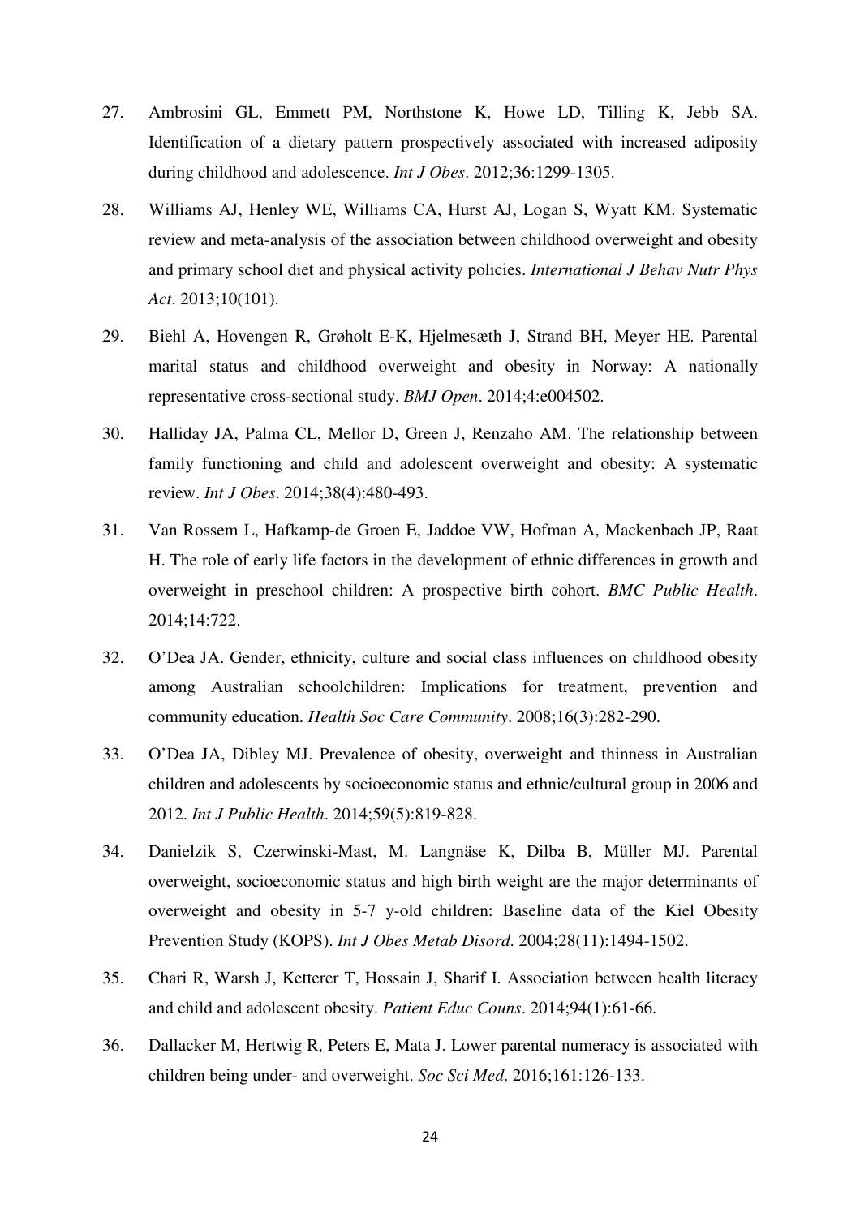27. Ambrosini GL, Emmett PM, Northstone K, Howe LD, Tilling K, Jebb SA. Identification of a dietary pattern prospectively associated with increased adiposity during childhood and adolescence. *Int J Obes*. 2012;36:1299-1305.

28. Williams AJ, Henley WE, Williams CA, Hurst AJ, Logan S, Wyatt KM. Systematic review and meta-analysis of the association between childhood overweight and obesity and primary school diet and physical activity policies. *International J Behav Nutr Phys Act*. 2013;10(101).

29. Biehl A, Hovengen R, Grøholt E-K, Hjelmesæth J, Strand BH, Meyer HE. Parental marital status and childhood overweight and obesity in Norway: A nationally representative cross-sectional study. *BMJ Open*. 2014;4:e004502.

30. Halliday JA, Palma CL, Mellor D, Green J, Renzaho AM. The relationship between family functioning and child and adolescent overweight and obesity: A systematic review. *Int J Obes*. 2014;38(4):480-493.

31. Van Rossem L, Hafkamp-de Groen E, Jaddoe VW, Hofman A, Mackenbach JP, Raat H. The role of early life factors in the development of ethnic differences in growth and overweight in preschool children: A prospective birth cohort. *BMC Public Health*. 2014;14:722.

32. O'Dea JA. Gender, ethnicity, culture and social class influences on childhood obesity among Australian schoolchildren: Implications for treatment, prevention and community education. *Health Soc Care Community*. 2008;16(3):282-290.

33. O'Dea JA, Dibley MJ. Prevalence of obesity, overweight and thinness in Australian children and adolescents by socioeconomic status and ethnic/cultural group in 2006 and 2012. *Int J Public Health*. 2014;59(5):819-828.

34. Danielzik S, Czerwinski-Mast, M. Langnäse K, Dilba B, Müller MJ. Parental overweight, socioeconomic status and high birth weight are the major determinants of overweight and obesity in 5-7 y-old children: Baseline data of the Kiel Obesity Prevention Study (KOPS). *Int J Obes Metab Disord*. 2004;28(11):1494-1502.

35. Chari R, Warsh J, Ketterer T, Hossain J, Sharif I. Association between health literacy and child and adolescent obesity. *Patient Educ Couns*. 2014;94(1):61-66.

36. Dallacker M, Hertwig R, Peters E, Mata J. Lower parental numeracy is associated with children being under- and overweight. *Soc Sci Med*. 2016;161:126-133.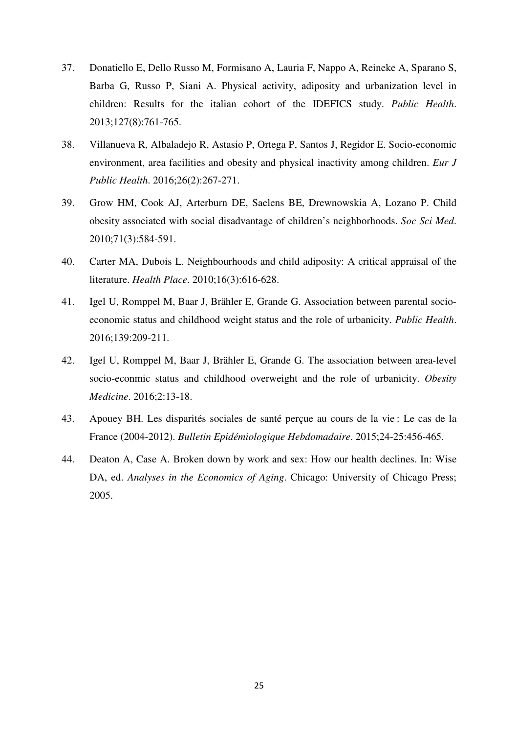37. Donatiello E, Dello Russo M, Formisano A, Lauria F, Nappo A, Reineke A, Sparano S, Barba G, Russo P, Siani A. Physical activity, adiposity and urbanization level in children: Results for the italian cohort of the IDEFICS study. *Public Health*. 2013;127(8):761-765.

38. Villanueva R, Albaladejo R, Astasio P, Ortega P, Santos J, Regidor E. Socio-economic environment, area facilities and obesity and physical inactivity among children. *Eur J Public Health*. 2016;26(2):267-271.

39. Grow HM, Cook AJ, Arterburn DE, Saelens BE, Drewnowskia A, Lozano P. Child obesity associated with social disadvantage of children's neighborhoods. *Soc Sci Med*. 2010;71(3):584-591.

40. Carter MA, Dubois L. Neighbourhoods and child adiposity: A critical appraisal of the literature. *Health Place*. 2010;16(3):616-628.

41. Igel U, Romppel M, Baar J, Brähler E, Grande G. Association between parental socio-economic status and childhood weight status and the role of urbanicity. *Public Health*. 2016;139:209-211.

42. Igel U, Romppel M, Baar J, Brähler E, Grande G. The association between area-level socio-econmic status and childhood overweight and the role of urbanicity. *Obesity Medicine*. 2016;2:13-18.

43. Apouey BH. Les disparités sociales de santé perçue au cours de la vie : Le cas de la France (2004-2012). *Bulletin Epidémiologique Hebdomadaire*. 2015;24-25:456-465.

44. Deaton A, Case A. Broken down by work and sex: How our health declines. In: Wise DA, ed. *Analyses in the Economics of Aging*. Chicago: University of Chicago Press; 2005.